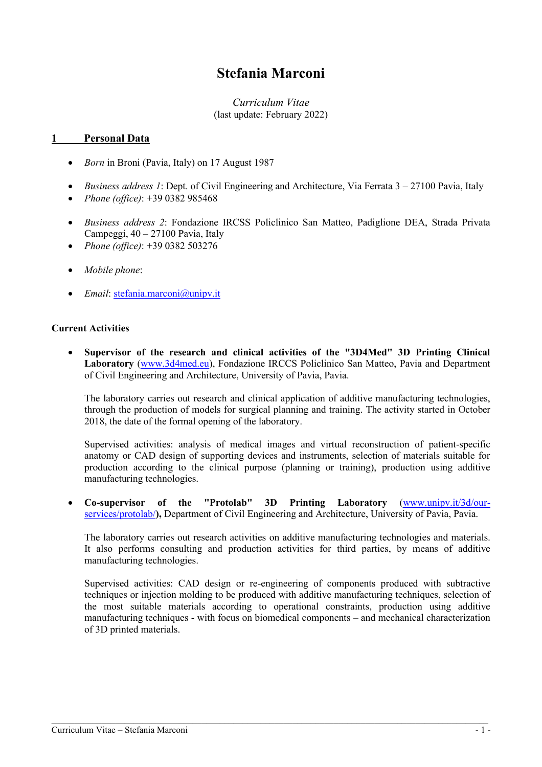# Stefania Marconi

*Curriculum Vitae*
(last update: February 2022)

## 1 Personal Data

- *Born* in Broni (Pavia, Italy) on 17 August 1987

- *Business address 1*: Dept. of Civil Engineering and Architecture, Via Ferrata 3 – 27100 Pavia, Italy
- *Phone (office)*: +39 0382 985468

- *Business address 2*: Fondazione IRCSS Policlinico San Matteo, Padiglione DEA, Strada Privata Campeggi, 40 – 27100 Pavia, Italy
- *Phone (office)*: +39 0382 503276

- *Mobile phone*:

- *Email*: stefania.marconi@unipv.it

### Current Activities

- **Supervisor of the research and clinical activities of the "3D4Med" 3D Printing Clinical Laboratory** (www.3d4med.eu), Fondazione IRCCS Policlinico San Matteo, Pavia and Department of Civil Engineering and Architecture, University of Pavia, Pavia.

  The laboratory carries out research and clinical application of additive manufacturing technologies, through the production of models for surgical planning and training. The activity started in October 2018, the date of the formal opening of the laboratory.

  Supervised activities: analysis of medical images and virtual reconstruction of patient-specific anatomy or CAD design of supporting devices and instruments, selection of materials suitable for production according to the clinical purpose (planning or training), production using additive manufacturing technologies.

- **Co-supervisor of the "Protolab" 3D Printing Laboratory** (www.unipv.it/3d/our-services/protolab/**),** Department of Civil Engineering and Architecture, University of Pavia, Pavia.

  The laboratory carries out research activities on additive manufacturing technologies and materials. It also performs consulting and production activities for third parties, by means of additive manufacturing technologies.

  Supervised activities: CAD design or re-engineering of components produced with subtractive techniques or injection molding to be produced with additive manufacturing techniques, selection of the most suitable materials according to operational constraints, production using additive manufacturing techniques - with focus on biomedical components – and mechanical characterization of 3D printed materials.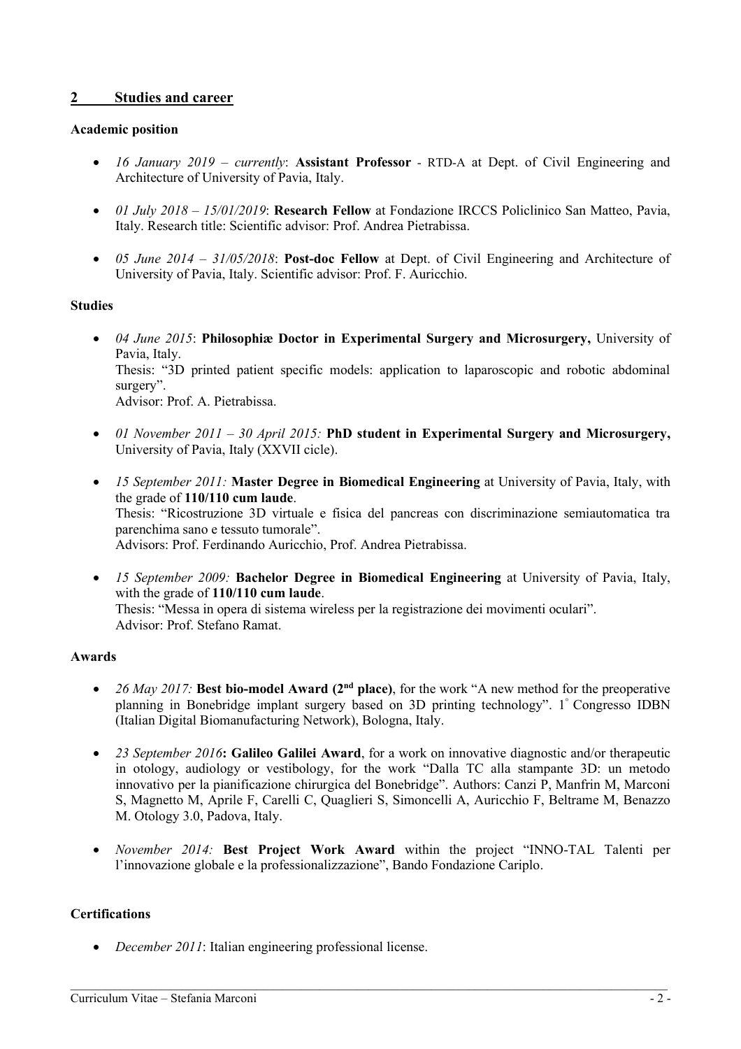## 2 Studies and career

**Academic position**

- *16 January 2019 – currently*: **Assistant Professor** - RTD-A at Dept. of Civil Engineering and Architecture of University of Pavia, Italy.

- *01 July 2018 – 15/01/2019*: **Research Fellow** at Fondazione IRCCS Policlinico San Matteo, Pavia, Italy. Research title: Scientific advisor: Prof. Andrea Pietrabissa.

- *05 June 2014 – 31/05/2018*: **Post-doc Fellow** at Dept. of Civil Engineering and Architecture of University of Pavia, Italy. Scientific advisor: Prof. F. Auricchio.

**Studies**

- *04 June 2015*: **Philosophiæ Doctor in Experimental Surgery and Microsurgery,** University of Pavia, Italy.
  Thesis: "3D printed patient specific models: application to laparoscopic and robotic abdominal surgery".
  Advisor: Prof. A. Pietrabissa.

- *01 November 2011 – 30 April 2015:* **PhD student in Experimental Surgery and Microsurgery,** University of Pavia, Italy (XXVII cicle).

- *15 September 2011:* **Master Degree in Biomedical Engineering** at University of Pavia, Italy, with the grade of **110/110 cum laude**.
  Thesis: "Ricostruzione 3D virtuale e fisica del pancreas con discriminazione semiautomatica tra parenchima sano e tessuto tumorale".
  Advisors: Prof. Ferdinando Auricchio, Prof. Andrea Pietrabissa.

- *15 September 2009:* **Bachelor Degree in Biomedical Engineering** at University of Pavia, Italy, with the grade of **110/110 cum laude**.
  Thesis: "Messa in opera di sistema wireless per la registrazione dei movimenti oculari".
  Advisor: Prof. Stefano Ramat.

**Awards**

- *26 May 2017:* **Best bio-model Award (2nd place)**, for the work "A new method for the preoperative planning in Bonebridge implant surgery based on 3D printing technology". 1° Congresso IDBN (Italian Digital Biomanufacturing Network), Bologna, Italy.

- *23 September 2016***: Galileo Galilei Award**, for a work on innovative diagnostic and/or therapeutic in otology, audiology or vestibology, for the work "Dalla TC alla stampante 3D: un metodo innovativo per la pianificazione chirurgica del Bonebridge". Authors: Canzi P, Manfrin M, Marconi S, Magnetto M, Aprile F, Carelli C, Quaglieri S, Simoncelli A, Auricchio F, Beltrame M, Benazzo M. Otology 3.0, Padova, Italy.

- *November 2014:* **Best Project Work Award** within the project "INNO-TAL Talenti per l'innovazione globale e la professionalizzazione", Bando Fondazione Cariplo.

**Certifications**

- *December 2011*: Italian engineering professional license.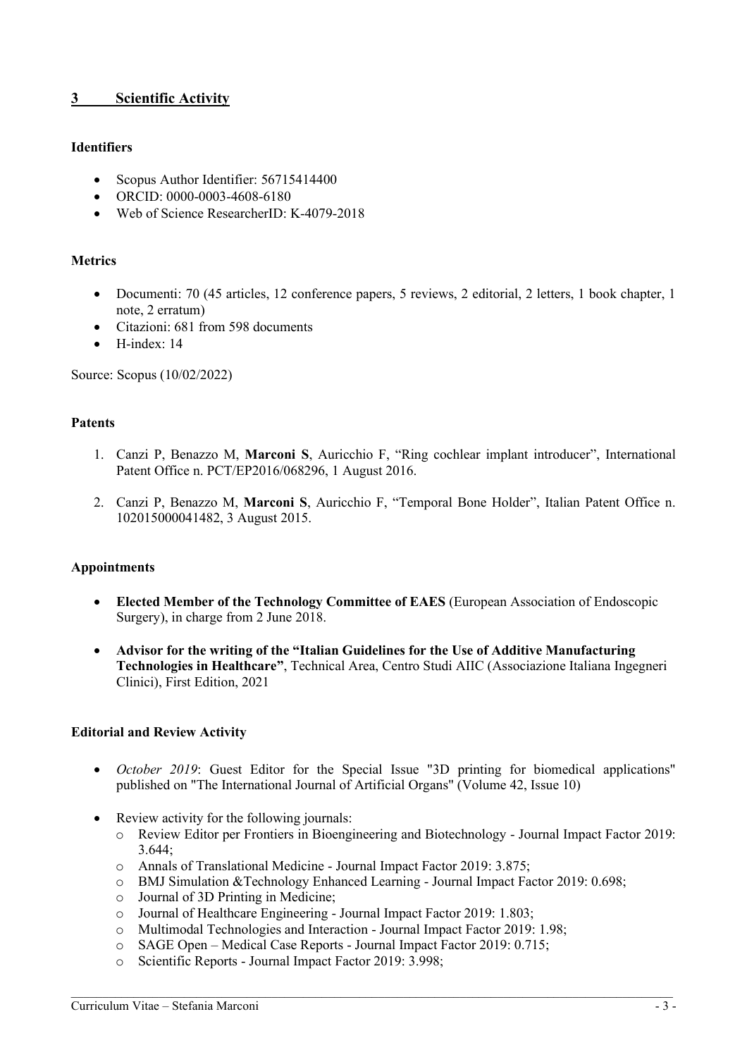## 3 Scientific Activity

### Identifiers

- Scopus Author Identifier: 56715414400
- ORCID: 0000-0003-4608-6180
- Web of Science ResearcherID: K-4079-2018

### Metrics

- Documenti: 70 (45 articles, 12 conference papers, 5 reviews, 2 editorial, 2 letters, 1 book chapter, 1 note, 2 erratum)
- Citazioni: 681 from 598 documents
- H-index: 14

Source: Scopus (10/02/2022)

### Patents

1. Canzi P, Benazzo M, **Marconi S**, Auricchio F, "Ring cochlear implant introducer", International Patent Office n. PCT/EP2016/068296, 1 August 2016.

2. Canzi P, Benazzo M, **Marconi S**, Auricchio F, "Temporal Bone Holder", Italian Patent Office n. 102015000041482, 3 August 2015.

### Appointments

- **Elected Member of the Technology Committee of EAES** (European Association of Endoscopic Surgery), in charge from 2 June 2018.

- **Advisor for the writing of the "Italian Guidelines for the Use of Additive Manufacturing Technologies in Healthcare"**, Technical Area, Centro Studi AIIC (Associazione Italiana Ingegneri Clinici), First Edition, 2021

### Editorial and Review Activity

- *October 2019*: Guest Editor for the Special Issue "3D printing for biomedical applications" published on "The International Journal of Artificial Organs" (Volume 42, Issue 10)

- Review activity for the following journals:
  - Review Editor per Frontiers in Bioengineering and Biotechnology - Journal Impact Factor 2019: 3.644;
  - Annals of Translational Medicine - Journal Impact Factor 2019: 3.875;
  - BMJ Simulation &Technology Enhanced Learning - Journal Impact Factor 2019: 0.698;
  - Journal of 3D Printing in Medicine;
  - Journal of Healthcare Engineering - Journal Impact Factor 2019: 1.803;
  - Multimodal Technologies and Interaction - Journal Impact Factor 2019: 1.98;
  - SAGE Open – Medical Case Reports - Journal Impact Factor 2019: 0.715;
  - Scientific Reports - Journal Impact Factor 2019: 3.998;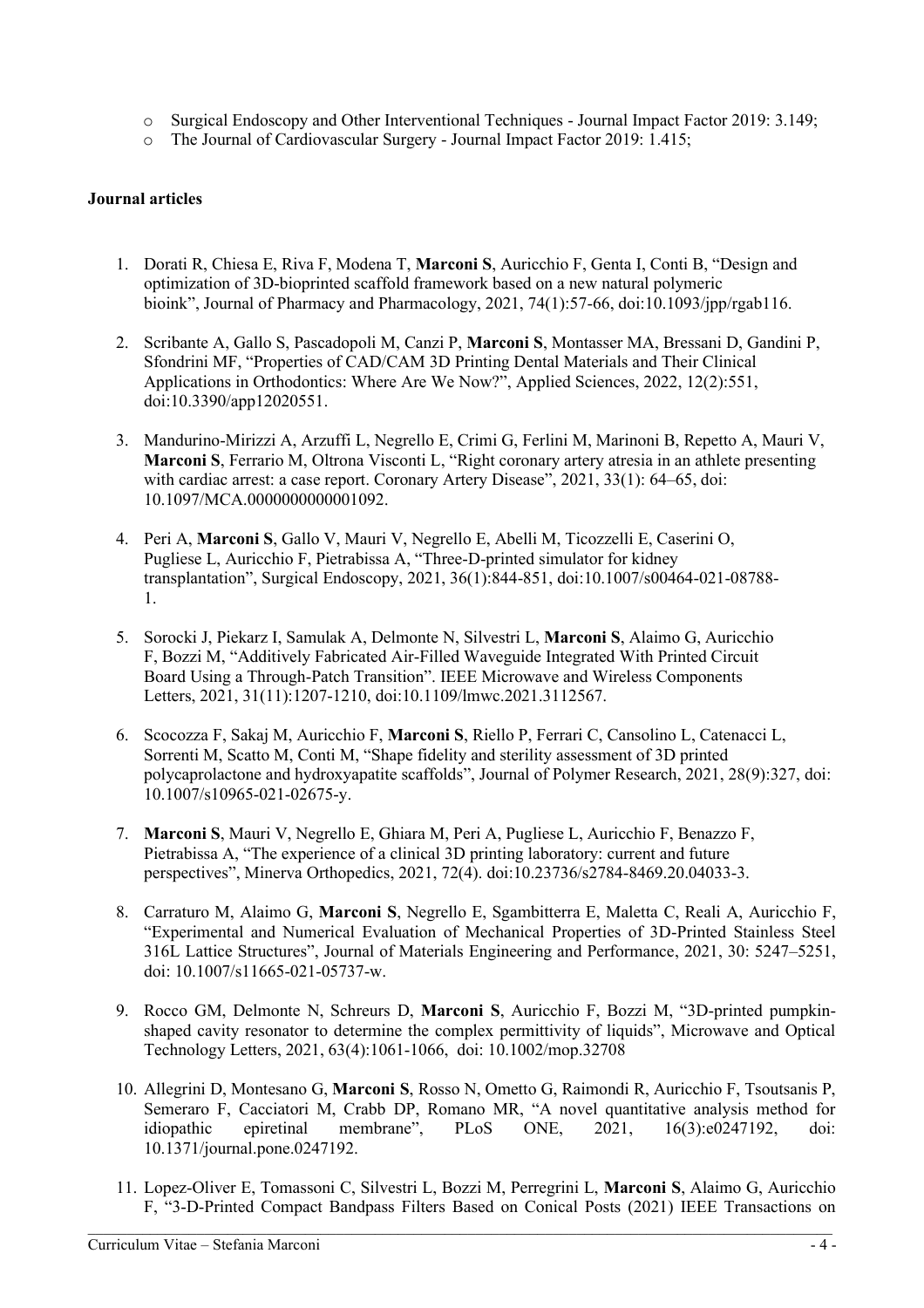- Surgical Endoscopy and Other Interventional Techniques - Journal Impact Factor 2019: 3.149;
- The Journal of Cardiovascular Surgery - Journal Impact Factor 2019: 1.415;

**Journal articles**

1. Dorati R, Chiesa E, Riva F, Modena T, **Marconi S**, Auricchio F, Genta I, Conti B, "Design and optimization of 3D-bioprinted scaffold framework based on a new natural polymeric bioink", Journal of Pharmacy and Pharmacology, 2021, 74(1):57-66, doi:10.1093/jpp/rgab116.

2. Scribante A, Gallo S, Pascadopoli M, Canzi P, **Marconi S**, Montasser MA, Bressani D, Gandini P, Sfondrini MF, "Properties of CAD/CAM 3D Printing Dental Materials and Their Clinical Applications in Orthodontics: Where Are We Now?", Applied Sciences, 2022, 12(2):551, doi:10.3390/app12020551.

3. Mandurino-Mirizzi A, Arzuffi L, Negrello E, Crimi G, Ferlini M, Marinoni B, Repetto A, Mauri V, **Marconi S**, Ferrario M, Oltrona Visconti L, "Right coronary artery atresia in an athlete presenting with cardiac arrest: a case report. Coronary Artery Disease", 2021, 33(1): 64–65, doi: 10.1097/MCA.0000000000001092.

4. Peri A, **Marconi S**, Gallo V, Mauri V, Negrello E, Abelli M, Ticozzelli E, Caserini O, Pugliese L, Auricchio F, Pietrabissa A, "Three-D-printed simulator for kidney transplantation", Surgical Endoscopy, 2021, 36(1):844-851, doi:10.1007/s00464-021-08788-1.

5. Sorocki J, Piekarz I, Samulak A, Delmonte N, Silvestri L, **Marconi S**, Alaimo G, Auricchio F, Bozzi M, "Additively Fabricated Air-Filled Waveguide Integrated With Printed Circuit Board Using a Through-Patch Transition". IEEE Microwave and Wireless Components Letters, 2021, 31(11):1207-1210, doi:10.1109/lmwc.2021.3112567.

6. Scocozza F, Sakaj M, Auricchio F, **Marconi S**, Riello P, Ferrari C, Cansolino L, Catenacci L, Sorrenti M, Scatto M, Conti M, "Shape fidelity and sterility assessment of 3D printed polycaprolactone and hydroxyapatite scaffolds", Journal of Polymer Research, 2021, 28(9):327, doi: 10.1007/s10965-021-02675-y.

7. **Marconi S**, Mauri V, Negrello E, Ghiara M, Peri A, Pugliese L, Auricchio F, Benazzo F, Pietrabissa A, "The experience of a clinical 3D printing laboratory: current and future perspectives", Minerva Orthopedics, 2021, 72(4). doi:10.23736/s2784-8469.20.04033-3.

8. Carraturo M, Alaimo G, **Marconi S**, Negrello E, Sgambitterra E, Maletta C, Reali A, Auricchio F, "Experimental and Numerical Evaluation of Mechanical Properties of 3D-Printed Stainless Steel 316L Lattice Structures", Journal of Materials Engineering and Performance, 2021, 30: 5247–5251, doi: 10.1007/s11665-021-05737-w.

9. Rocco GM, Delmonte N, Schreurs D, **Marconi S**, Auricchio F, Bozzi M, "3D-printed pumpkin-shaped cavity resonator to determine the complex permittivity of liquids", Microwave and Optical Technology Letters, 2021, 63(4):1061-1066, doi: 10.1002/mop.32708

10. Allegrini D, Montesano G, **Marconi S**, Rosso N, Ometto G, Raimondi R, Auricchio F, Tsoutsanis P, Semeraro F, Cacciatori M, Crabb DP, Romano MR, "A novel quantitative analysis method for idiopathic epiretinal membrane", PLoS ONE, 2021, 16(3):e0247192, doi: 10.1371/journal.pone.0247192.

11. Lopez-Oliver E, Tomassoni C, Silvestri L, Bozzi M, Perregrini L, **Marconi S**, Alaimo G, Auricchio F, "3-D-Printed Compact Bandpass Filters Based on Conical Posts (2021) IEEE Transactions on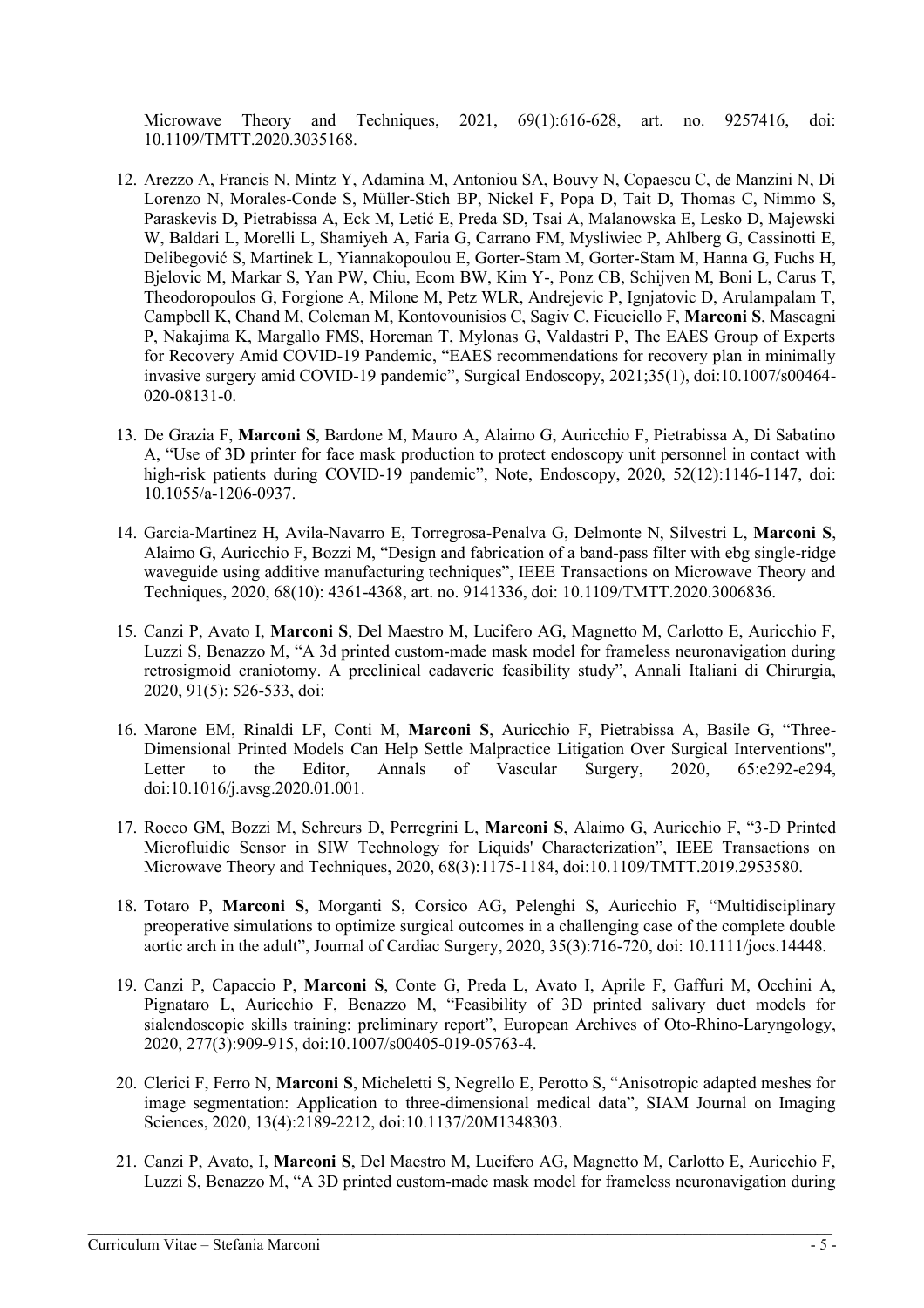Microwave Theory and Techniques, 2021, 69(1):616-628, art. no. 9257416, doi: 10.1109/TMTT.2020.3035168.

12. Arezzo A, Francis N, Mintz Y, Adamina M, Antoniou SA, Bouvy N, Copaescu C, de Manzini N, Di Lorenzo N, Morales-Conde S, Müller-Stich BP, Nickel F, Popa D, Tait D, Thomas C, Nimmo S, Paraskevis D, Pietrabissa A, Eck M, Letić E, Preda SD, Tsai A, Malanowska E, Lesko D, Majewski W, Baldari L, Morelli L, Shamiyeh A, Faria G, Carrano FM, Mysliwiec P, Ahlberg G, Cassinotti E, Delibegović S, Martinek L, Yiannakopoulou E, Gorter-Stam M, Gorter-Stam M, Hanna G, Fuchs H, Bjelovic M, Markar S, Yan PW, Chiu, Ecom BW, Kim Y-, Ponz CB, Schijven M, Boni L, Carus T, Theodoropoulos G, Forgione A, Milone M, Petz WLR, Andrejevic P, Ignjatovic D, Arulampalam T, Campbell K, Chand M, Coleman M, Kontovounisios C, Sagiv C, Ficuciello F, **Marconi S**, Mascagni P, Nakajima K, Margallo FMS, Horeman T, Mylonas G, Valdastri P, The EAES Group of Experts for Recovery Amid COVID-19 Pandemic, "EAES recommendations for recovery plan in minimally invasive surgery amid COVID-19 pandemic", Surgical Endoscopy, 2021;35(1), doi:10.1007/s00464-020-08131-0.

13. De Grazia F, **Marconi S**, Bardone M, Mauro A, Alaimo G, Auricchio F, Pietrabissa A, Di Sabatino A, "Use of 3D printer for face mask production to protect endoscopy unit personnel in contact with high-risk patients during COVID-19 pandemic", Note, Endoscopy, 2020, 52(12):1146-1147, doi: 10.1055/a-1206-0937.

14. Garcia-Martinez H, Avila-Navarro E, Torregrosa-Penalva G, Delmonte N, Silvestri L, **Marconi S**, Alaimo G, Auricchio F, Bozzi M, "Design and fabrication of a band-pass filter with ebg single-ridge waveguide using additive manufacturing techniques", IEEE Transactions on Microwave Theory and Techniques, 2020, 68(10): 4361-4368, art. no. 9141336, doi: 10.1109/TMTT.2020.3006836.

15. Canzi P, Avato I, **Marconi S**, Del Maestro M, Lucifero AG, Magnetto M, Carlotto E, Auricchio F, Luzzi S, Benazzo M, "A 3d printed custom-made mask model for frameless neuronavigation during retrosigmoid craniotomy. A preclinical cadaveric feasibility study", Annali Italiani di Chirurgia, 2020, 91(5): 526-533, doi:

16. Marone EM, Rinaldi LF, Conti M, **Marconi S**, Auricchio F, Pietrabissa A, Basile G, "Three-Dimensional Printed Models Can Help Settle Malpractice Litigation Over Surgical Interventions", Letter to the Editor, Annals of Vascular Surgery, 2020, 65:e292-e294, doi:10.1016/j.avsg.2020.01.001.

17. Rocco GM, Bozzi M, Schreurs D, Perregrini L, **Marconi S**, Alaimo G, Auricchio F, "3-D Printed Microfluidic Sensor in SIW Technology for Liquids' Characterization", IEEE Transactions on Microwave Theory and Techniques, 2020, 68(3):1175-1184, doi:10.1109/TMTT.2019.2953580.

18. Totaro P, **Marconi S**, Morganti S, Corsico AG, Pelenghi S, Auricchio F, "Multidisciplinary preoperative simulations to optimize surgical outcomes in a challenging case of the complete double aortic arch in the adult", Journal of Cardiac Surgery, 2020, 35(3):716-720, doi: 10.1111/jocs.14448.

19. Canzi P, Capaccio P, **Marconi S**, Conte G, Preda L, Avato I, Aprile F, Gaffuri M, Occhini A, Pignataro L, Auricchio F, Benazzo M, "Feasibility of 3D printed salivary duct models for sialendoscopic skills training: preliminary report", European Archives of Oto-Rhino-Laryngology, 2020, 277(3):909-915, doi:10.1007/s00405-019-05763-4.

20. Clerici F, Ferro N, **Marconi S**, Micheletti S, Negrello E, Perotto S, "Anisotropic adapted meshes for image segmentation: Application to three-dimensional medical data", SIAM Journal on Imaging Sciences, 2020, 13(4):2189-2212, doi:10.1137/20M1348303.

21. Canzi P, Avato, I, **Marconi S**, Del Maestro M, Lucifero AG, Magnetto M, Carlotto E, Auricchio F, Luzzi S, Benazzo M, "A 3D printed custom-made mask model for frameless neuronavigation during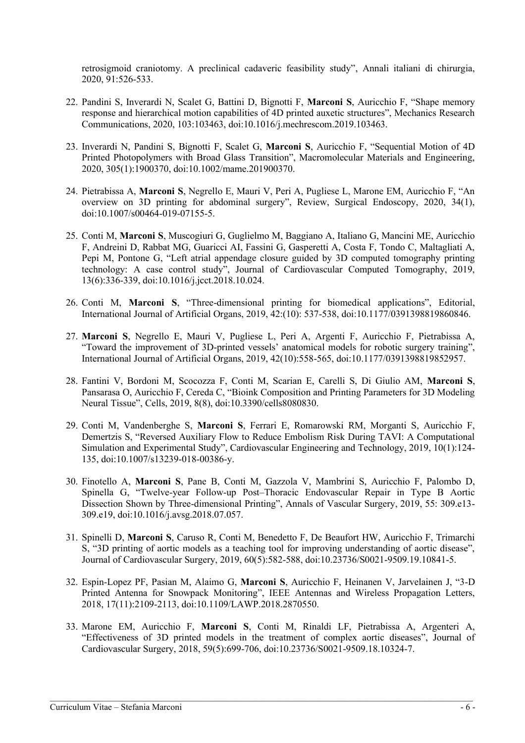retrosigmoid craniotomy. A preclinical cadaveric feasibility study", Annali italiani di chirurgia, 2020, 91:526-533.

22. Pandini S, Inverardi N, Scalet G, Battini D, Bignotti F, **Marconi S**, Auricchio F, "Shape memory response and hierarchical motion capabilities of 4D printed auxetic structures", Mechanics Research Communications, 2020, 103:103463, doi:10.1016/j.mechrescom.2019.103463.

23. Inverardi N, Pandini S, Bignotti F, Scalet G, **Marconi S**, Auricchio F, "Sequential Motion of 4D Printed Photopolymers with Broad Glass Transition", Macromolecular Materials and Engineering, 2020, 305(1):1900370, doi:10.1002/mame.201900370.

24. Pietrabissa A, **Marconi S**, Negrello E, Mauri V, Peri A, Pugliese L, Marone EM, Auricchio F, "An overview on 3D printing for abdominal surgery", Review, Surgical Endoscopy, 2020, 34(1), doi:10.1007/s00464-019-07155-5.

25. Conti M, **Marconi S**, Muscogiuri G, Guglielmo M, Baggiano A, Italiano G, Mancini ME, Auricchio F, Andreini D, Rabbat MG, Guaricci AI, Fassini G, Gasperetti A, Costa F, Tondo C, Maltagliati A, Pepi M, Pontone G, "Left atrial appendage closure guided by 3D computed tomography printing technology: A case control study", Journal of Cardiovascular Computed Tomography, 2019, 13(6):336-339, doi:10.1016/j.jcct.2018.10.024.

26. Conti M, **Marconi S**, "Three-dimensional printing for biomedical applications", Editorial, International Journal of Artificial Organs, 2019, 42:(10): 537-538, doi:10.1177/0391398819860846.

27. **Marconi S**, Negrello E, Mauri V, Pugliese L, Peri A, Argenti F, Auricchio F, Pietrabissa A, "Toward the improvement of 3D-printed vessels' anatomical models for robotic surgery training", International Journal of Artificial Organs, 2019, 42(10):558-565, doi:10.1177/0391398819852957.

28. Fantini V, Bordoni M, Scocozza F, Conti M, Scarian E, Carelli S, Di Giulio AM, **Marconi S**, Pansarasa O, Auricchio F, Cereda C, "Bioink Composition and Printing Parameters for 3D Modeling Neural Tissue", Cells, 2019, 8(8), doi:10.3390/cells8080830.

29. Conti M, Vandenberghe S, **Marconi S**, Ferrari E, Romarowski RM, Morganti S, Auricchio F, Demertzis S, "Reversed Auxiliary Flow to Reduce Embolism Risk During TAVI: A Computational Simulation and Experimental Study", Cardiovascular Engineering and Technology, 2019, 10(1):124-135, doi:10.1007/s13239-018-00386-y.

30. Finotello A, **Marconi S**, Pane B, Conti M, Gazzola V, Mambrini S, Auricchio F, Palombo D, Spinella G, "Twelve-year Follow-up Post–Thoracic Endovascular Repair in Type B Aortic Dissection Shown by Three-dimensional Printing", Annals of Vascular Surgery, 2019, 55: 309.e13-309.e19, doi:10.1016/j.avsg.2018.07.057.

31. Spinelli D, **Marconi S**, Caruso R, Conti M, Benedetto F, De Beaufort HW, Auricchio F, Trimarchi S, "3D printing of aortic models as a teaching tool for improving understanding of aortic disease", Journal of Cardiovascular Surgery, 2019, 60(5):582-588, doi:10.23736/S0021-9509.19.10841-5.

32. Espin-Lopez PF, Pasian M, Alaimo G, **Marconi S**, Auricchio F, Heinanen V, Jarvelainen J, "3-D Printed Antenna for Snowpack Monitoring", IEEE Antennas and Wireless Propagation Letters, 2018, 17(11):2109-2113, doi:10.1109/LAWP.2018.2870550.

33. Marone EM, Auricchio F, **Marconi S**, Conti M, Rinaldi LF, Pietrabissa A, Argenteri A, "Effectiveness of 3D printed models in the treatment of complex aortic diseases", Journal of Cardiovascular Surgery, 2018, 59(5):699-706, doi:10.23736/S0021-9509.18.10324-7.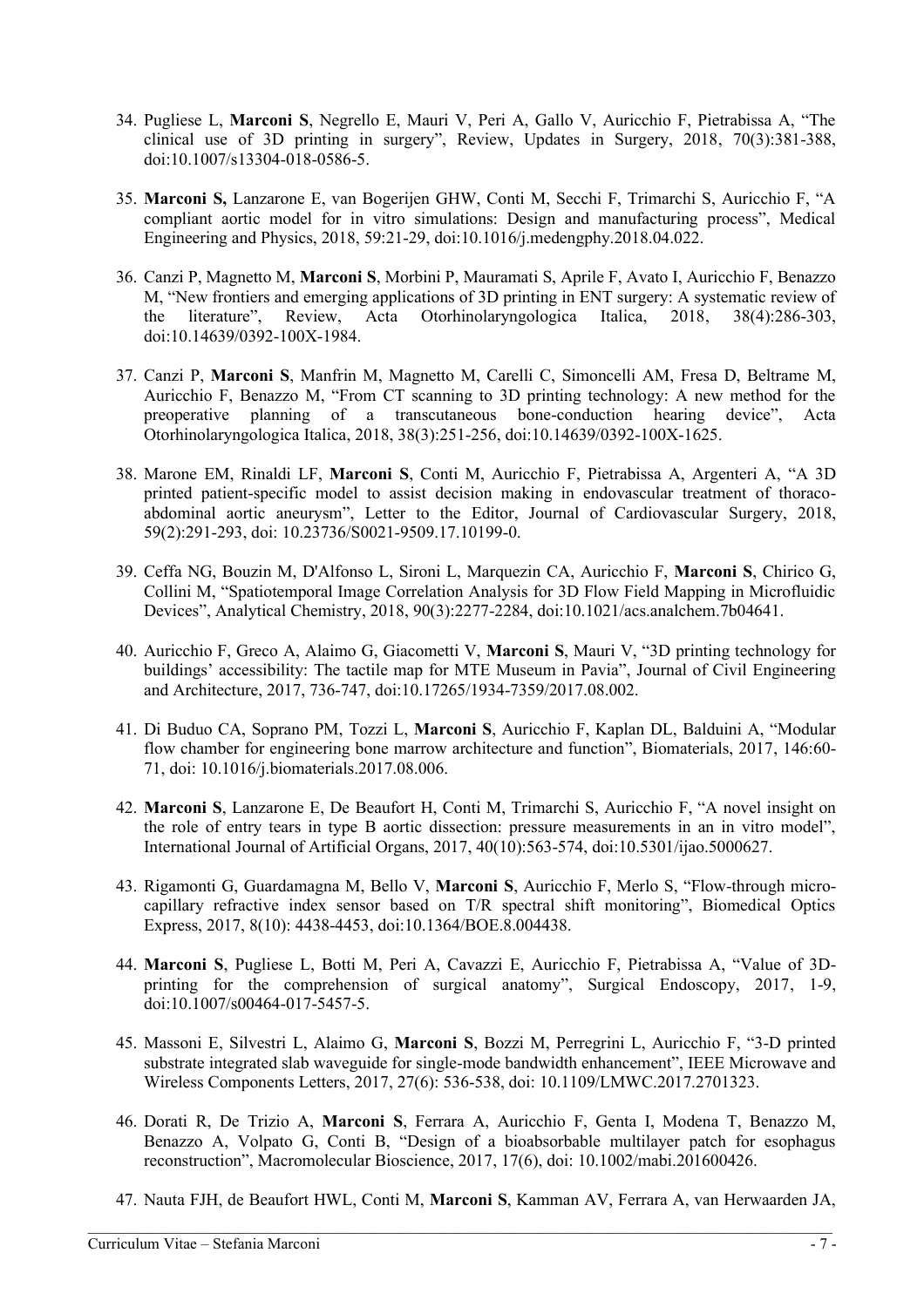34. Pugliese L, **Marconi S**, Negrello E, Mauri V, Peri A, Gallo V, Auricchio F, Pietrabissa A, "The clinical use of 3D printing in surgery", Review, Updates in Surgery, 2018, 70(3):381-388, doi:10.1007/s13304-018-0586-5.

35. **Marconi S,** Lanzarone E, van Bogerijen GHW, Conti M, Secchi F, Trimarchi S, Auricchio F, "A compliant aortic model for in vitro simulations: Design and manufacturing process", Medical Engineering and Physics, 2018, 59:21-29, doi:10.1016/j.medengphy.2018.04.022.

36. Canzi P, Magnetto M, **Marconi S**, Morbini P, Mauramati S, Aprile F, Avato I, Auricchio F, Benazzo M, "New frontiers and emerging applications of 3D printing in ENT surgery: A systematic review of the literature", Review, Acta Otorhinolaryngologica Italica, 2018, 38(4):286-303, doi:10.14639/0392-100X-1984.

37. Canzi P, **Marconi S**, Manfrin M, Magnetto M, Carelli C, Simoncelli AM, Fresa D, Beltrame M, Auricchio F, Benazzo M, "From CT scanning to 3D printing technology: A new method for the preoperative planning of a transcutaneous bone-conduction hearing device", Acta Otorhinolaryngologica Italica, 2018, 38(3):251-256, doi:10.14639/0392-100X-1625.

38. Marone EM, Rinaldi LF, **Marconi S**, Conti M, Auricchio F, Pietrabissa A, Argenteri A, "A 3D printed patient-specific model to assist decision making in endovascular treatment of thoraco-abdominal aortic aneurysm", Letter to the Editor, Journal of Cardiovascular Surgery, 2018, 59(2):291-293, doi: 10.23736/S0021-9509.17.10199-0.

39. Ceffa NG, Bouzin M, D'Alfonso L, Sironi L, Marquezin CA, Auricchio F, **Marconi S**, Chirico G, Collini M, "Spatiotemporal Image Correlation Analysis for 3D Flow Field Mapping in Microfluidic Devices", Analytical Chemistry, 2018, 90(3):2277-2284, doi:10.1021/acs.analchem.7b04641.

40. Auricchio F, Greco A, Alaimo G, Giacometti V, **Marconi S**, Mauri V, "3D printing technology for buildings' accessibility: The tactile map for MTE Museum in Pavia", Journal of Civil Engineering and Architecture, 2017, 736-747, doi:10.17265/1934-7359/2017.08.002.

41. Di Buduo CA, Soprano PM, Tozzi L, **Marconi S**, Auricchio F, Kaplan DL, Balduini A, "Modular flow chamber for engineering bone marrow architecture and function", Biomaterials, 2017, 146:60-71, doi: 10.1016/j.biomaterials.2017.08.006.

42. **Marconi S**, Lanzarone E, De Beaufort H, Conti M, Trimarchi S, Auricchio F, "A novel insight on the role of entry tears in type B aortic dissection: pressure measurements in an in vitro model", International Journal of Artificial Organs, 2017, 40(10):563-574, doi:10.5301/ijao.5000627.

43. Rigamonti G, Guardamagna M, Bello V, **Marconi S**, Auricchio F, Merlo S, "Flow-through micro-capillary refractive index sensor based on T/R spectral shift monitoring", Biomedical Optics Express, 2017, 8(10): 4438-4453, doi:10.1364/BOE.8.004438.

44. **Marconi S**, Pugliese L, Botti M, Peri A, Cavazzi E, Auricchio F, Pietrabissa A, "Value of 3D-printing for the comprehension of surgical anatomy", Surgical Endoscopy, 2017, 1-9, doi:10.1007/s00464-017-5457-5.

45. Massoni E, Silvestri L, Alaimo G, **Marconi S**, Bozzi M, Perregrini L, Auricchio F, "3-D printed substrate integrated slab waveguide for single-mode bandwidth enhancement", IEEE Microwave and Wireless Components Letters, 2017, 27(6): 536-538, doi: 10.1109/LMWC.2017.2701323.

46. Dorati R, De Trizio A, **Marconi S**, Ferrara A, Auricchio F, Genta I, Modena T, Benazzo M, Benazzo A, Volpato G, Conti B, "Design of a bioabsorbable multilayer patch for esophagus reconstruction", Macromolecular Bioscience, 2017, 17(6), doi: 10.1002/mabi.201600426.

47. Nauta FJH, de Beaufort HWL, Conti M, **Marconi S**, Kamman AV, Ferrara A, van Herwaarden JA,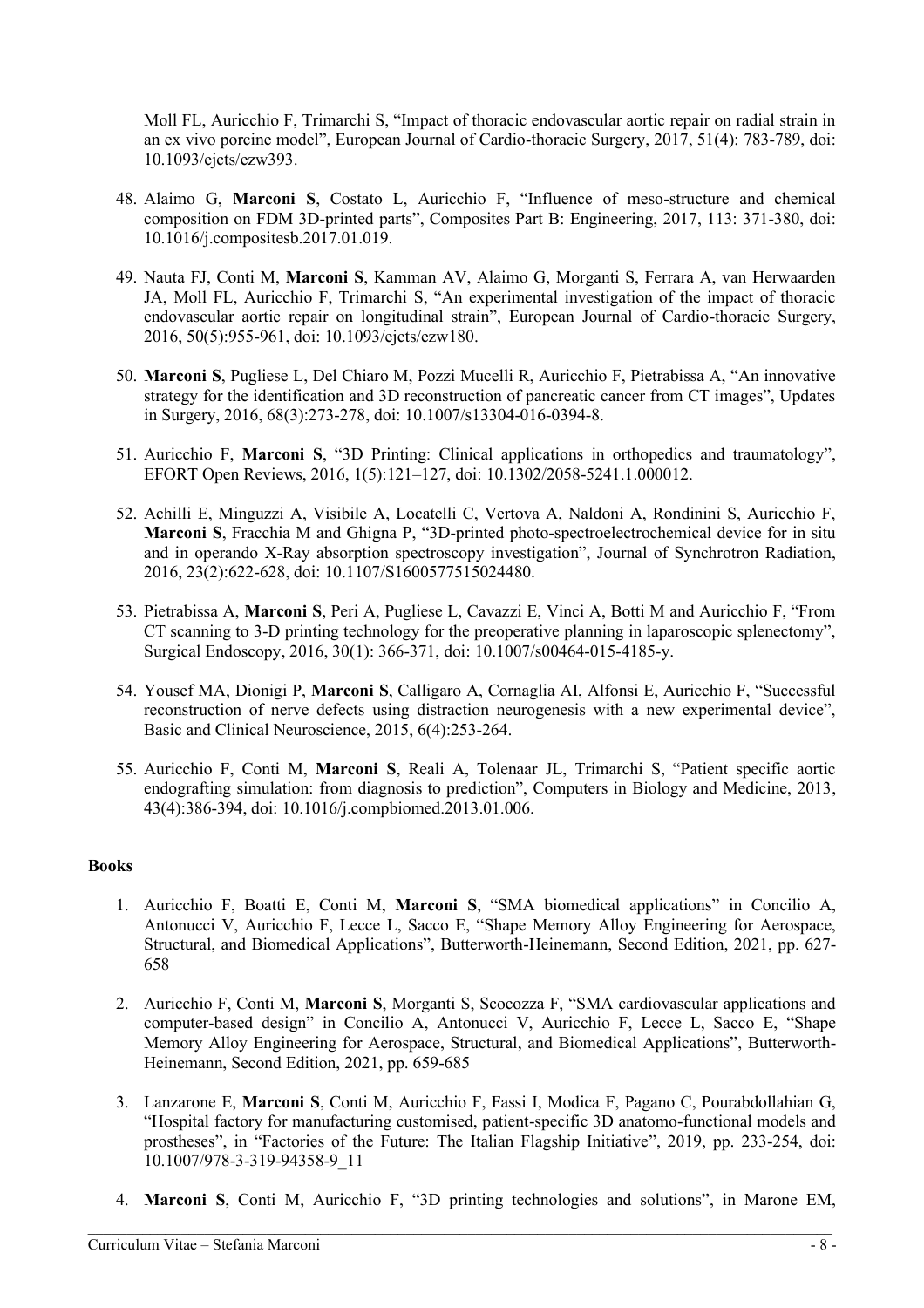Moll FL, Auricchio F, Trimarchi S, "Impact of thoracic endovascular aortic repair on radial strain in an ex vivo porcine model", European Journal of Cardio-thoracic Surgery, 2017, 51(4): 783-789, doi: 10.1093/ejcts/ezw393.

48. Alaimo G, **Marconi S**, Costato L, Auricchio F, "Influence of meso-structure and chemical composition on FDM 3D-printed parts", Composites Part B: Engineering, 2017, 113: 371-380, doi: 10.1016/j.compositesb.2017.01.019.

49. Nauta FJ, Conti M, **Marconi S**, Kamman AV, Alaimo G, Morganti S, Ferrara A, van Herwaarden JA, Moll FL, Auricchio F, Trimarchi S, "An experimental investigation of the impact of thoracic endovascular aortic repair on longitudinal strain", European Journal of Cardio-thoracic Surgery, 2016, 50(5):955-961, doi: 10.1093/ejcts/ezw180.

50. **Marconi S**, Pugliese L, Del Chiaro M, Pozzi Mucelli R, Auricchio F, Pietrabissa A, "An innovative strategy for the identification and 3D reconstruction of pancreatic cancer from CT images", Updates in Surgery, 2016, 68(3):273-278, doi: 10.1007/s13304-016-0394-8.

51. Auricchio F, **Marconi S**, "3D Printing: Clinical applications in orthopedics and traumatology", EFORT Open Reviews, 2016, 1(5):121–127, doi: 10.1302/2058-5241.1.000012.

52. Achilli E, Minguzzi A, Visibile A, Locatelli C, Vertova A, Naldoni A, Rondinini S, Auricchio F, **Marconi S**, Fracchia M and Ghigna P, "3D-printed photo-spectroelectrochemical device for in situ and in operando X-Ray absorption spectroscopy investigation", Journal of Synchrotron Radiation, 2016, 23(2):622-628, doi: 10.1107/S1600577515024480.

53. Pietrabissa A, **Marconi S**, Peri A, Pugliese L, Cavazzi E, Vinci A, Botti M and Auricchio F, "From CT scanning to 3-D printing technology for the preoperative planning in laparoscopic splenectomy", Surgical Endoscopy, 2016, 30(1): 366-371, doi: 10.1007/s00464-015-4185-y.

54. Yousef MA, Dionigi P, **Marconi S**, Calligaro A, Cornaglia AI, Alfonsi E, Auricchio F, "Successful reconstruction of nerve defects using distraction neurogenesis with a new experimental device", Basic and Clinical Neuroscience, 2015, 6(4):253-264.

55. Auricchio F, Conti M, **Marconi S**, Reali A, Tolenaar JL, Trimarchi S, "Patient specific aortic endografting simulation: from diagnosis to prediction", Computers in Biology and Medicine, 2013, 43(4):386-394, doi: 10.1016/j.compbiomed.2013.01.006.

**Books**

1. Auricchio F, Boatti E, Conti M, **Marconi S**, "SMA biomedical applications" in Concilio A, Antonucci V, Auricchio F, Lecce L, Sacco E, "Shape Memory Alloy Engineering for Aerospace, Structural, and Biomedical Applications", Butterworth-Heinemann, Second Edition, 2021, pp. 627-658

2. Auricchio F, Conti M, **Marconi S**, Morganti S, Scocozza F, "SMA cardiovascular applications and computer-based design" in Concilio A, Antonucci V, Auricchio F, Lecce L, Sacco E, "Shape Memory Alloy Engineering for Aerospace, Structural, and Biomedical Applications", Butterworth-Heinemann, Second Edition, 2021, pp. 659-685

3. Lanzarone E, **Marconi S**, Conti M, Auricchio F, Fassi I, Modica F, Pagano C, Pourabdollahian G, "Hospital factory for manufacturing customised, patient-specific 3D anatomo-functional models and prostheses", in "Factories of the Future: The Italian Flagship Initiative", 2019, pp. 233-254, doi: 10.1007/978-3-319-94358-9_11

4. **Marconi S**, Conti M, Auricchio F, "3D printing technologies and solutions", in Marone EM,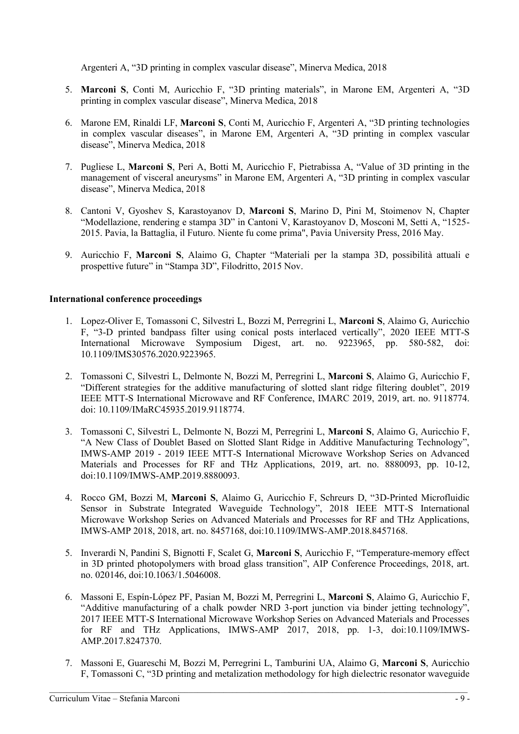Argenteri A, “3D printing in complex vascular disease”, Minerva Medica, 2018

5. **Marconi S**, Conti M, Auricchio F, “3D printing materials”, in Marone EM, Argenteri A, “3D printing in complex vascular disease”, Minerva Medica, 2018

6. Marone EM, Rinaldi LF, **Marconi S**, Conti M, Auricchio F, Argenteri A, “3D printing technologies in complex vascular diseases”, in Marone EM, Argenteri A, “3D printing in complex vascular disease”, Minerva Medica, 2018

7. Pugliese L, **Marconi S**, Peri A, Botti M, Auricchio F, Pietrabissa A, “Value of 3D printing in the management of visceral aneurysms” in Marone EM, Argenteri A, “3D printing in complex vascular disease”, Minerva Medica, 2018

8. Cantoni V, Gyoshev S, Karastoyanov D, **Marconi S**, Marino D, Pini M, Stoimenov N, Chapter “Modellazione, rendering e stampa 3D” in Cantoni V, Karastoyanov D, Mosconi M, Setti A, “1525-2015. Pavia, la Battaglia, il Futuro. Niente fu come prima", Pavia University Press, 2016 May.

9. Auricchio F, **Marconi S**, Alaimo G, Chapter “Materiali per la stampa 3D, possibilità attuali e prospettive future” in “Stampa 3D”, Filodritto, 2015 Nov.

**International conference proceedings**

1. Lopez-Oliver E, Tomassoni C, Silvestri L, Bozzi M, Perregrini L, **Marconi S**, Alaimo G, Auricchio F, “3-D printed bandpass filter using conical posts interlaced vertically”, 2020 IEEE MTT-S International Microwave Symposium Digest, art. no. 9223965, pp. 580-582, doi: 10.1109/IMS30576.2020.9223965.

2. Tomassoni C, Silvestri L, Delmonte N, Bozzi M, Perregrini L, **Marconi S**, Alaimo G, Auricchio F, “Different strategies for the additive manufacturing of slotted slant ridge filtering doublet”, 2019 IEEE MTT-S International Microwave and RF Conference, IMARC 2019, 2019, art. no. 9118774. doi: 10.1109/IMaRC45935.2019.9118774.

3. Tomassoni C, Silvestri L, Delmonte N, Bozzi M, Perregrini L, **Marconi S**, Alaimo G, Auricchio F, “A New Class of Doublet Based on Slotted Slant Ridge in Additive Manufacturing Technology”, IMWS-AMP 2019 - 2019 IEEE MTT-S International Microwave Workshop Series on Advanced Materials and Processes for RF and THz Applications, 2019, art. no. 8880093, pp. 10-12, doi:10.1109/IMWS-AMP.2019.8880093.

4. Rocco GM, Bozzi M, **Marconi S**, Alaimo G, Auricchio F, Schreurs D, “3D-Printed Microfluidic Sensor in Substrate Integrated Waveguide Technology”, 2018 IEEE MTT-S International Microwave Workshop Series on Advanced Materials and Processes for RF and THz Applications, IMWS-AMP 2018, 2018, art. no. 8457168, doi:10.1109/IMWS-AMP.2018.8457168.

5. Inverardi N, Pandini S, Bignotti F, Scalet G, **Marconi S**, Auricchio F, “Temperature-memory effect in 3D printed photopolymers with broad glass transition”, AIP Conference Proceedings, 2018, art. no. 020146, doi:10.1063/1.5046008.

6. Massoni E, Espín-López PF, Pasian M, Bozzi M, Perregrini L, **Marconi S**, Alaimo G, Auricchio F, “Additive manufacturing of a chalk powder NRD 3-port junction via binder jetting technology”, 2017 IEEE MTT-S International Microwave Workshop Series on Advanced Materials and Processes for RF and THz Applications, IMWS-AMP 2017, 2018, pp. 1-3, doi:10.1109/IMWS-AMP.2017.8247370.

7. Massoni E, Guareschi M, Bozzi M, Perregrini L, Tamburini UA, Alaimo G, **Marconi S**, Auricchio F, Tomassoni C, “3D printing and metalization methodology for high dielectric resonator waveguide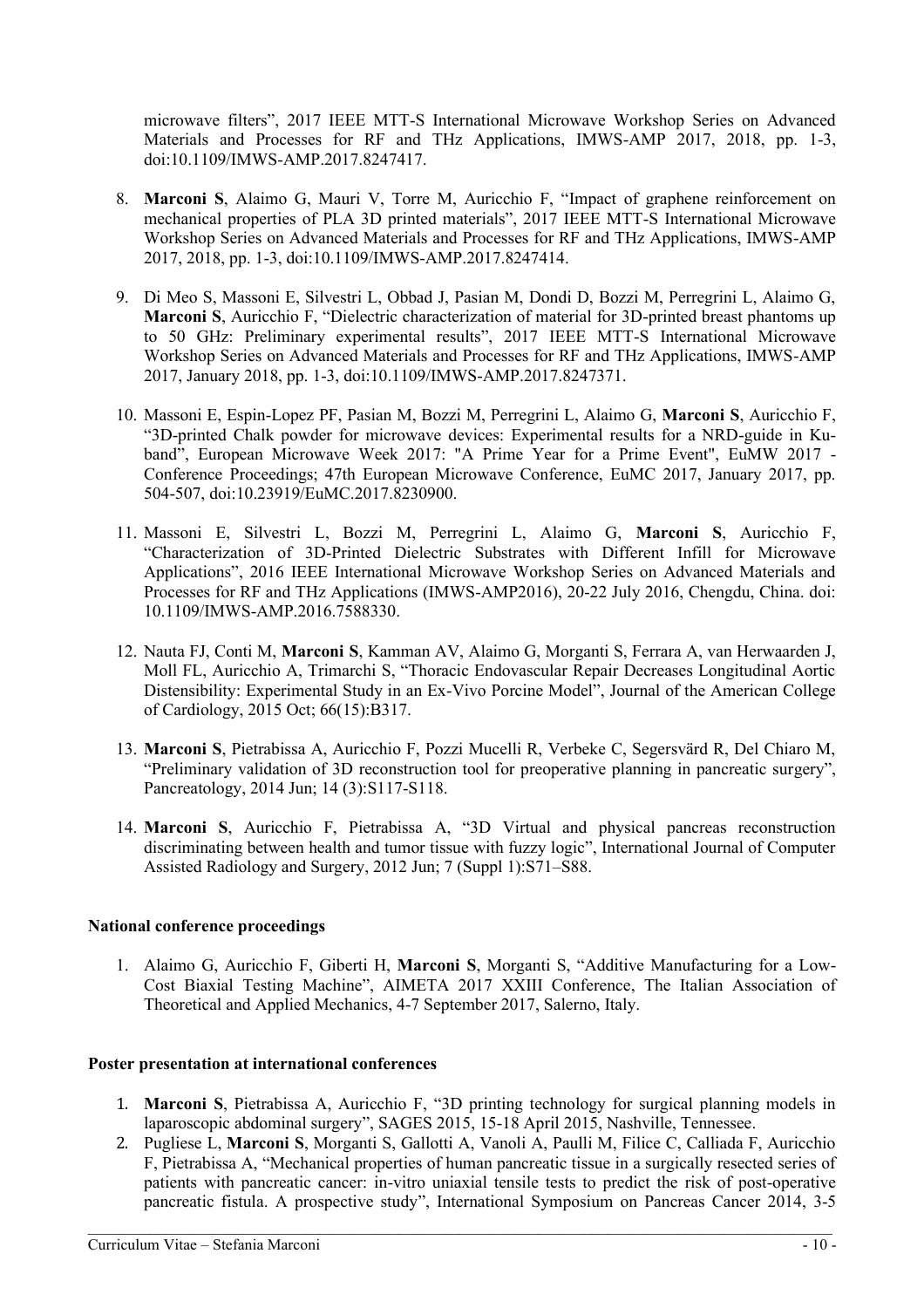microwave filters", 2017 IEEE MTT-S International Microwave Workshop Series on Advanced Materials and Processes for RF and THz Applications, IMWS-AMP 2017, 2018, pp. 1-3, doi:10.1109/IMWS-AMP.2017.8247417.

8. **Marconi S**, Alaimo G, Mauri V, Torre M, Auricchio F, "Impact of graphene reinforcement on mechanical properties of PLA 3D printed materials", 2017 IEEE MTT-S International Microwave Workshop Series on Advanced Materials and Processes for RF and THz Applications, IMWS-AMP 2017, 2018, pp. 1-3, doi:10.1109/IMWS-AMP.2017.8247414.

9. Di Meo S, Massoni E, Silvestri L, Obbad J, Pasian M, Dondi D, Bozzi M, Perregrini L, Alaimo G, **Marconi S**, Auricchio F, "Dielectric characterization of material for 3D-printed breast phantoms up to 50 GHz: Preliminary experimental results", 2017 IEEE MTT-S International Microwave Workshop Series on Advanced Materials and Processes for RF and THz Applications, IMWS-AMP 2017, January 2018, pp. 1-3, doi:10.1109/IMWS-AMP.2017.8247371.

10. Massoni E, Espin-Lopez PF, Pasian M, Bozzi M, Perregrini L, Alaimo G, **Marconi S**, Auricchio F, "3D-printed Chalk powder for microwave devices: Experimental results for a NRD-guide in Ku-band", European Microwave Week 2017: "A Prime Year for a Prime Event", EuMW 2017 - Conference Proceedings; 47th European Microwave Conference, EuMC 2017, January 2017, pp. 504-507, doi:10.23919/EuMC.2017.8230900.

11. Massoni E, Silvestri L, Bozzi M, Perregrini L, Alaimo G, **Marconi S**, Auricchio F, "Characterization of 3D-Printed Dielectric Substrates with Different Infill for Microwave Applications", 2016 IEEE International Microwave Workshop Series on Advanced Materials and Processes for RF and THz Applications (IMWS-AMP2016), 20-22 July 2016, Chengdu, China. doi: 10.1109/IMWS-AMP.2016.7588330.

12. Nauta FJ, Conti M, **Marconi S**, Kamman AV, Alaimo G, Morganti S, Ferrara A, van Herwaarden J, Moll FL, Auricchio A, Trimarchi S, "Thoracic Endovascular Repair Decreases Longitudinal Aortic Distensibility: Experimental Study in an Ex-Vivo Porcine Model", Journal of the American College of Cardiology, 2015 Oct; 66(15):B317.

13. **Marconi S**, Pietrabissa A, Auricchio F, Pozzi Mucelli R, Verbeke C, Segersvärd R, Del Chiaro M, "Preliminary validation of 3D reconstruction tool for preoperative planning in pancreatic surgery", Pancreatology, 2014 Jun; 14 (3):S117-S118.

14. **Marconi S**, Auricchio F, Pietrabissa A, "3D Virtual and physical pancreas reconstruction discriminating between health and tumor tissue with fuzzy logic", International Journal of Computer Assisted Radiology and Surgery, 2012 Jun; 7 (Suppl 1):S71–S88.

**National conference proceedings**

1. Alaimo G, Auricchio F, Giberti H, **Marconi S**, Morganti S, "Additive Manufacturing for a Low-Cost Biaxial Testing Machine", AIMETA 2017 XXIII Conference, The Italian Association of Theoretical and Applied Mechanics, 4-7 September 2017, Salerno, Italy.

**Poster presentation at international conferences**

1. **Marconi S**, Pietrabissa A, Auricchio F, "3D printing technology for surgical planning models in laparoscopic abdominal surgery", SAGES 2015, 15-18 April 2015, Nashville, Tennessee.
2. Pugliese L, **Marconi S**, Morganti S, Gallotti A, Vanoli A, Paulli M, Filice C, Calliada F, Auricchio F, Pietrabissa A, "Mechanical properties of human pancreatic tissue in a surgically resected series of patients with pancreatic cancer: in-vitro uniaxial tensile tests to predict the risk of post-operative pancreatic fistula. A prospective study", International Symposium on Pancreas Cancer 2014, 3-5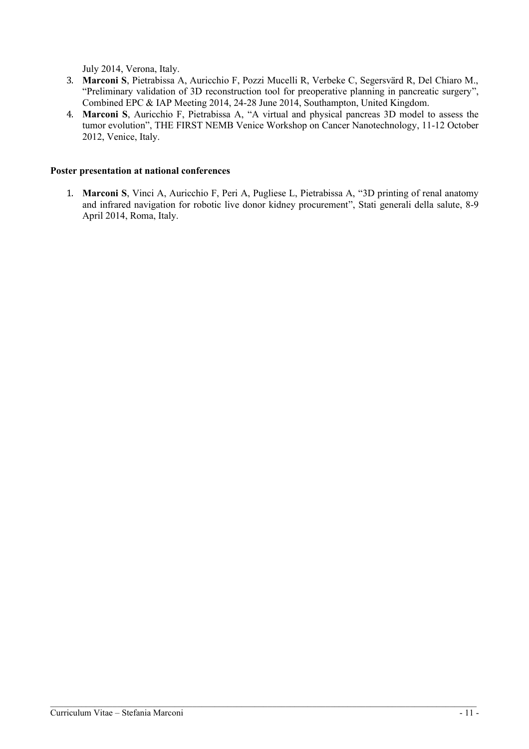July 2014, Verona, Italy.

3. **Marconi S**, Pietrabissa A, Auricchio F, Pozzi Mucelli R, Verbeke C, Segersvärd R, Del Chiaro M., "Preliminary validation of 3D reconstruction tool for preoperative planning in pancreatic surgery", Combined EPC & IAP Meeting 2014, 24-28 June 2014, Southampton, United Kingdom.
4. **Marconi S**, Auricchio F, Pietrabissa A, "A virtual and physical pancreas 3D model to assess the tumor evolution", THE FIRST NEMB Venice Workshop on Cancer Nanotechnology, 11-12 October 2012, Venice, Italy.

### Poster presentation at national conferences

1. **Marconi S**, Vinci A, Auricchio F, Peri A, Pugliese L, Pietrabissa A, "3D printing of renal anatomy and infrared navigation for robotic live donor kidney procurement", Stati generali della salute, 8-9 April 2014, Roma, Italy.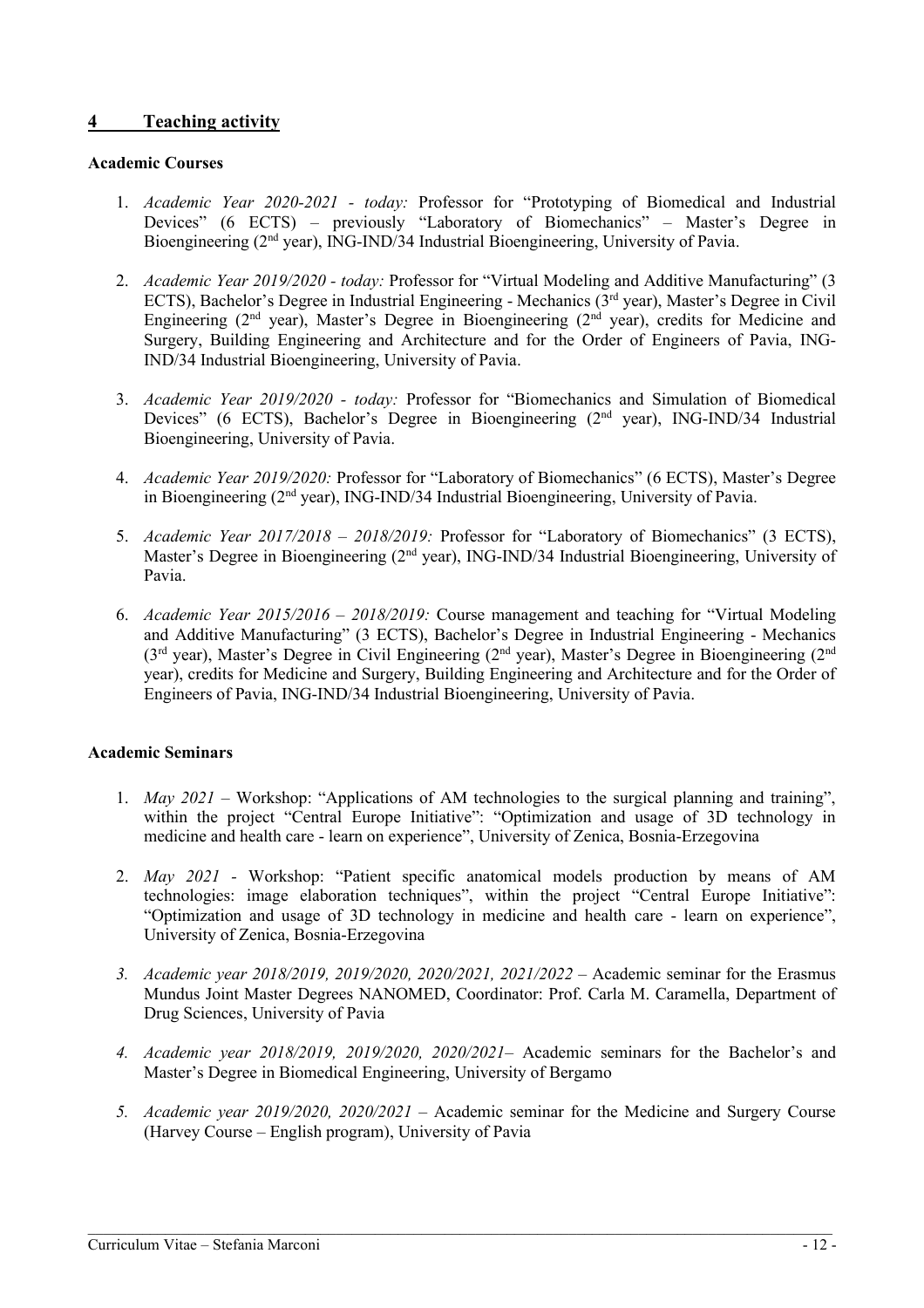## 4 Teaching activity

**Academic Courses**

1. *Academic Year 2020-2021 - today:* Professor for "Prototyping of Biomedical and Industrial Devices" (6 ECTS) – previously "Laboratory of Biomechanics" – Master's Degree in Bioengineering (2nd year), ING-IND/34 Industrial Bioengineering, University of Pavia.

2. *Academic Year 2019/2020 - today:* Professor for "Virtual Modeling and Additive Manufacturing" (3 ECTS), Bachelor's Degree in Industrial Engineering - Mechanics (3rd year), Master's Degree in Civil Engineering (2nd year), Master's Degree in Bioengineering (2nd year), credits for Medicine and Surgery, Building Engineering and Architecture and for the Order of Engineers of Pavia, ING-IND/34 Industrial Bioengineering, University of Pavia.

3. *Academic Year 2019/2020 - today:* Professor for "Biomechanics and Simulation of Biomedical Devices" (6 ECTS), Bachelor's Degree in Bioengineering (2nd year), ING-IND/34 Industrial Bioengineering, University of Pavia.

4. *Academic Year 2019/2020:* Professor for "Laboratory of Biomechanics" (6 ECTS), Master's Degree in Bioengineering (2nd year), ING-IND/34 Industrial Bioengineering, University of Pavia.

5. *Academic Year 2017/2018 – 2018/2019:* Professor for "Laboratory of Biomechanics" (3 ECTS), Master's Degree in Bioengineering (2nd year), ING-IND/34 Industrial Bioengineering, University of Pavia.

6. *Academic Year 2015/2016 – 2018/2019:* Course management and teaching for "Virtual Modeling and Additive Manufacturing" (3 ECTS), Bachelor's Degree in Industrial Engineering - Mechanics (3rd year), Master's Degree in Civil Engineering (2nd year), Master's Degree in Bioengineering (2nd year), credits for Medicine and Surgery, Building Engineering and Architecture and for the Order of Engineers of Pavia, ING-IND/34 Industrial Bioengineering, University of Pavia.

**Academic Seminars**

1. *May 2021* – Workshop: "Applications of AM technologies to the surgical planning and training", within the project "Central Europe Initiative": "Optimization and usage of 3D technology in medicine and health care - learn on experience", University of Zenica, Bosnia-Erzegovina

2. *May 2021* - Workshop: "Patient specific anatomical models production by means of AM technologies: image elaboration techniques", within the project "Central Europe Initiative": "Optimization and usage of 3D technology in medicine and health care - learn on experience", University of Zenica, Bosnia-Erzegovina

3. *Academic year 2018/2019, 2019/2020, 2020/2021, 2021/2022* – Academic seminar for the Erasmus Mundus Joint Master Degrees NANOMED, Coordinator: Prof. Carla M. Caramella, Department of Drug Sciences, University of Pavia

4. *Academic year 2018/2019, 2019/2020, 2020/2021*– Academic seminars for the Bachelor's and Master's Degree in Biomedical Engineering, University of Bergamo

5. *Academic year 2019/2020, 2020/2021* – Academic seminar for the Medicine and Surgery Course (Harvey Course – English program), University of Pavia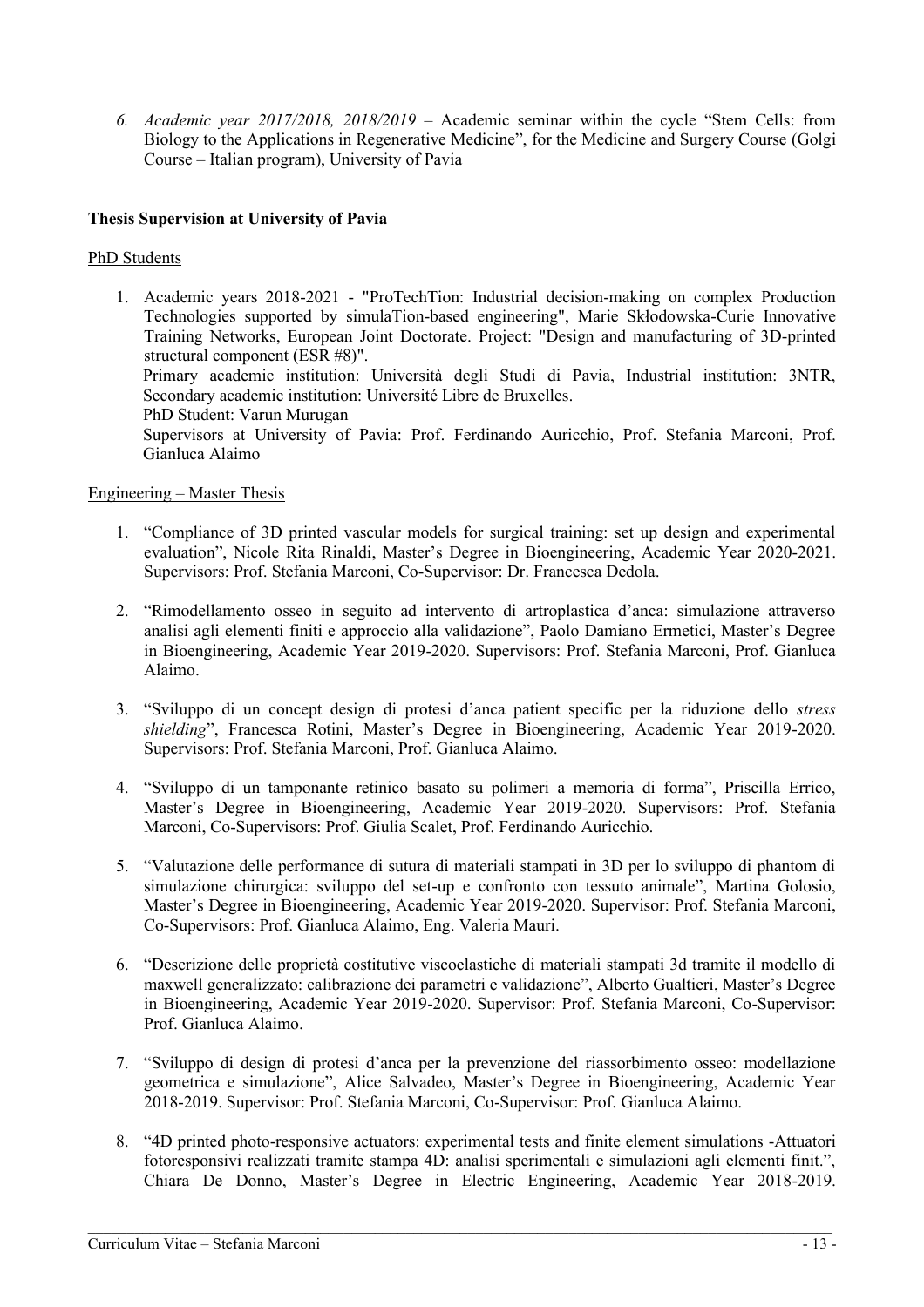6. *Academic year 2017/2018, 2018/2019* – Academic seminar within the cycle "Stem Cells: from Biology to the Applications in Regenerative Medicine", for the Medicine and Surgery Course (Golgi Course – Italian program), University of Pavia

**Thesis Supervision at University of Pavia**

PhD Students

1. Academic years 2018-2021 - "ProTechTion: Industrial decision-making on complex Production Technologies supported by simulaTion-based engineering", Marie Skłodowska-Curie Innovative Training Networks, European Joint Doctorate. Project: "Design and manufacturing of 3D-printed structural component (ESR #8)".
   Primary academic institution: Università degli Studi di Pavia, Industrial institution: 3NTR, Secondary academic institution: Université Libre de Bruxelles.
   PhD Student: Varun Murugan
   Supervisors at University of Pavia: Prof. Ferdinando Auricchio, Prof. Stefania Marconi, Prof. Gianluca Alaimo

Engineering – Master Thesis

1. "Compliance of 3D printed vascular models for surgical training: set up design and experimental evaluation", Nicole Rita Rinaldi, Master's Degree in Bioengineering, Academic Year 2020-2021. Supervisors: Prof. Stefania Marconi, Co-Supervisor: Dr. Francesca Dedola.

2. "Rimodellamento osseo in seguito ad intervento di artroplastica d'anca: simulazione attraverso analisi agli elementi finiti e approccio alla validazione", Paolo Damiano Ermetici, Master's Degree in Bioengineering, Academic Year 2019-2020. Supervisors: Prof. Stefania Marconi, Prof. Gianluca Alaimo.

3. "Sviluppo di un concept design di protesi d'anca patient specific per la riduzione dello *stress shielding*", Francesca Rotini, Master's Degree in Bioengineering, Academic Year 2019-2020. Supervisors: Prof. Stefania Marconi, Prof. Gianluca Alaimo.

4. "Sviluppo di un tamponante retinico basato su polimeri a memoria di forma", Priscilla Errico, Master's Degree in Bioengineering, Academic Year 2019-2020. Supervisors: Prof. Stefania Marconi, Co-Supervisors: Prof. Giulia Scalet, Prof. Ferdinando Auricchio.

5. "Valutazione delle performance di sutura di materiali stampati in 3D per lo sviluppo di phantom di simulazione chirurgica: sviluppo del set-up e confronto con tessuto animale", Martina Golosio, Master's Degree in Bioengineering, Academic Year 2019-2020. Supervisor: Prof. Stefania Marconi, Co-Supervisors: Prof. Gianluca Alaimo, Eng. Valeria Mauri.

6. "Descrizione delle proprietà costitutive viscoelastiche di materiali stampati 3d tramite il modello di maxwell generalizzato: calibrazione dei parametri e validazione", Alberto Gualtieri, Master's Degree in Bioengineering, Academic Year 2019-2020. Supervisor: Prof. Stefania Marconi, Co-Supervisor: Prof. Gianluca Alaimo.

7. "Sviluppo di design di protesi d'anca per la prevenzione del riassorbimento osseo: modellazione geometrica e simulazione", Alice Salvadeo, Master's Degree in Bioengineering, Academic Year 2018-2019. Supervisor: Prof. Stefania Marconi, Co-Supervisor: Prof. Gianluca Alaimo.

8. "4D printed photo-responsive actuators: experimental tests and finite element simulations -Attuatori fotoresponsivi realizzati tramite stampa 4D: analisi sperimentali e simulazioni agli elementi finit.", Chiara De Donno, Master's Degree in Electric Engineering, Academic Year 2018-2019.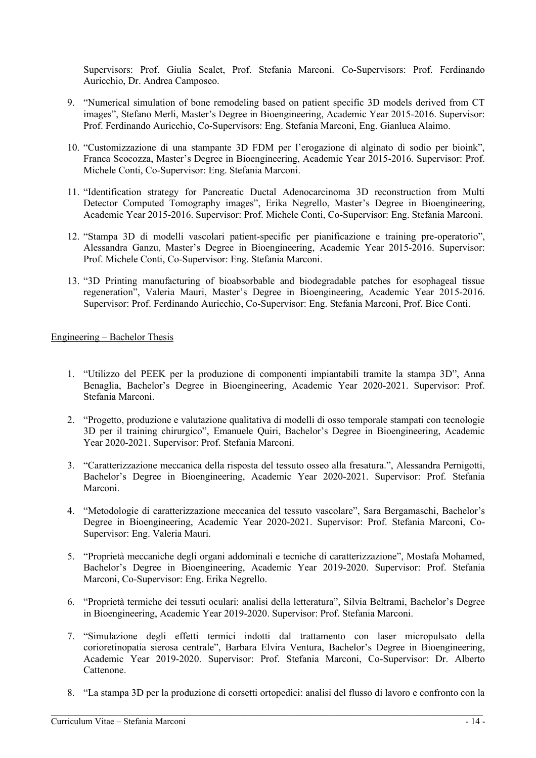Supervisors: Prof. Giulia Scalet, Prof. Stefania Marconi. Co-Supervisors: Prof. Ferdinando Auricchio, Dr. Andrea Camposeo.

9. "Numerical simulation of bone remodeling based on patient specific 3D models derived from CT images", Stefano Merli, Master's Degree in Bioengineering, Academic Year 2015-2016. Supervisor: Prof. Ferdinando Auricchio, Co-Supervisors: Eng. Stefania Marconi, Eng. Gianluca Alaimo.

10. "Customizzazione di una stampante 3D FDM per l'erogazione di alginato di sodio per bioink", Franca Scocozza, Master's Degree in Bioengineering, Academic Year 2015-2016. Supervisor: Prof. Michele Conti, Co-Supervisor: Eng. Stefania Marconi.

11. "Identification strategy for Pancreatic Ductal Adenocarcinoma 3D reconstruction from Multi Detector Computed Tomography images", Erika Negrello, Master's Degree in Bioengineering, Academic Year 2015-2016. Supervisor: Prof. Michele Conti, Co-Supervisor: Eng. Stefania Marconi.

12. "Stampa 3D di modelli vascolari patient-specific per pianificazione e training pre-operatorio", Alessandra Ganzu, Master's Degree in Bioengineering, Academic Year 2015-2016. Supervisor: Prof. Michele Conti, Co-Supervisor: Eng. Stefania Marconi.

13. "3D Printing manufacturing of bioabsorbable and biodegradable patches for esophageal tissue regeneration", Valeria Mauri, Master's Degree in Bioengineering, Academic Year 2015-2016. Supervisor: Prof. Ferdinando Auricchio, Co-Supervisor: Eng. Stefania Marconi, Prof. Bice Conti.

Engineering – Bachelor Thesis

1. "Utilizzo del PEEK per la produzione di componenti impiantabili tramite la stampa 3D", Anna Benaglia, Bachelor's Degree in Bioengineering, Academic Year 2020-2021. Supervisor: Prof. Stefania Marconi.

2. "Progetto, produzione e valutazione qualitativa di modelli di osso temporale stampati con tecnologie 3D per il training chirurgico", Emanuele Quiri, Bachelor's Degree in Bioengineering, Academic Year 2020-2021. Supervisor: Prof. Stefania Marconi.

3. "Caratterizzazione meccanica della risposta del tessuto osseo alla fresatura.", Alessandra Pernigotti, Bachelor's Degree in Bioengineering, Academic Year 2020-2021. Supervisor: Prof. Stefania Marconi.

4. "Metodologie di caratterizzazione meccanica del tessuto vascolare", Sara Bergamaschi, Bachelor's Degree in Bioengineering, Academic Year 2020-2021. Supervisor: Prof. Stefania Marconi, Co-Supervisor: Eng. Valeria Mauri.

5. "Proprietà meccaniche degli organi addominali e tecniche di caratterizzazione", Mostafa Mohamed, Bachelor's Degree in Bioengineering, Academic Year 2019-2020. Supervisor: Prof. Stefania Marconi, Co-Supervisor: Eng. Erika Negrello.

6. "Proprietà termiche dei tessuti oculari: analisi della letteratura", Silvia Beltrami, Bachelor's Degree in Bioengineering, Academic Year 2019-2020. Supervisor: Prof. Stefania Marconi.

7. "Simulazione degli effetti termici indotti dal trattamento con laser micropulsato della corioretinopatia sierosa centrale", Barbara Elvira Ventura, Bachelor's Degree in Bioengineering, Academic Year 2019-2020. Supervisor: Prof. Stefania Marconi, Co-Supervisor: Dr. Alberto Cattenone.

8. "La stampa 3D per la produzione di corsetti ortopedici: analisi del flusso di lavoro e confronto con la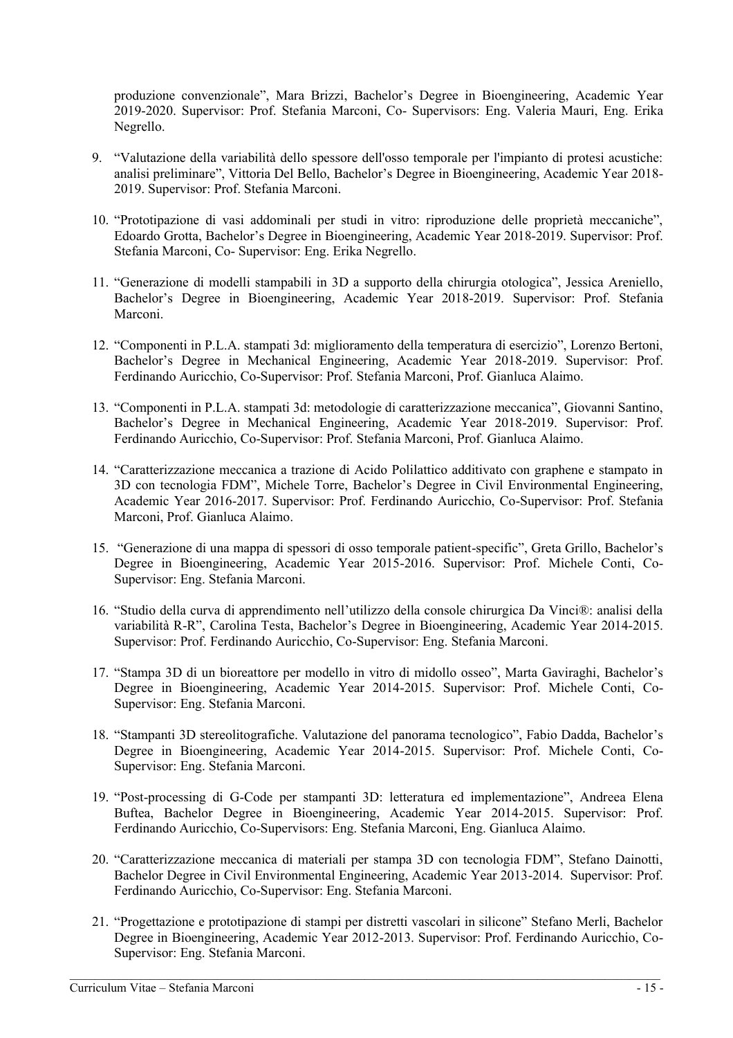produzione convenzionale", Mara Brizzi, Bachelor's Degree in Bioengineering, Academic Year 2019-2020. Supervisor: Prof. Stefania Marconi, Co- Supervisors: Eng. Valeria Mauri, Eng. Erika Negrello.

9. "Valutazione della variabilità dello spessore dell'osso temporale per l'impianto di protesi acustiche: analisi preliminare", Vittoria Del Bello, Bachelor's Degree in Bioengineering, Academic Year 2018-2019. Supervisor: Prof. Stefania Marconi.

10. "Prototipazione di vasi addominali per studi in vitro: riproduzione delle proprietà meccaniche", Edoardo Grotta, Bachelor's Degree in Bioengineering, Academic Year 2018-2019. Supervisor: Prof. Stefania Marconi, Co- Supervisor: Eng. Erika Negrello.

11. "Generazione di modelli stampabili in 3D a supporto della chirurgia otologica", Jessica Areniello, Bachelor's Degree in Bioengineering, Academic Year 2018-2019. Supervisor: Prof. Stefania Marconi.

12. "Componenti in P.L.A. stampati 3d: miglioramento della temperatura di esercizio", Lorenzo Bertoni, Bachelor's Degree in Mechanical Engineering, Academic Year 2018-2019. Supervisor: Prof. Ferdinando Auricchio, Co-Supervisor: Prof. Stefania Marconi, Prof. Gianluca Alaimo.

13. "Componenti in P.L.A. stampati 3d: metodologie di caratterizzazione meccanica", Giovanni Santino, Bachelor's Degree in Mechanical Engineering, Academic Year 2018-2019. Supervisor: Prof. Ferdinando Auricchio, Co-Supervisor: Prof. Stefania Marconi, Prof. Gianluca Alaimo.

14. "Caratterizzazione meccanica a trazione di Acido Polilattico additivato con graphene e stampato in 3D con tecnologia FDM", Michele Torre, Bachelor's Degree in Civil Environmental Engineering, Academic Year 2016-2017. Supervisor: Prof. Ferdinando Auricchio, Co-Supervisor: Prof. Stefania Marconi, Prof. Gianluca Alaimo.

15. "Generazione di una mappa di spessori di osso temporale patient-specific", Greta Grillo, Bachelor's Degree in Bioengineering, Academic Year 2015-2016. Supervisor: Prof. Michele Conti, Co-Supervisor: Eng. Stefania Marconi.

16. "Studio della curva di apprendimento nell'utilizzo della console chirurgica Da Vinci®: analisi della variabilità R-R", Carolina Testa, Bachelor's Degree in Bioengineering, Academic Year 2014-2015. Supervisor: Prof. Ferdinando Auricchio, Co-Supervisor: Eng. Stefania Marconi.

17. "Stampa 3D di un bioreattore per modello in vitro di midollo osseo", Marta Gaviraghi, Bachelor's Degree in Bioengineering, Academic Year 2014-2015. Supervisor: Prof. Michele Conti, Co-Supervisor: Eng. Stefania Marconi.

18. "Stampanti 3D stereolitografiche. Valutazione del panorama tecnologico", Fabio Dadda, Bachelor's Degree in Bioengineering, Academic Year 2014-2015. Supervisor: Prof. Michele Conti, Co-Supervisor: Eng. Stefania Marconi.

19. "Post-processing di G-Code per stampanti 3D: letteratura ed implementazione", Andreea Elena Buftea, Bachelor Degree in Bioengineering, Academic Year 2014-2015. Supervisor: Prof. Ferdinando Auricchio, Co-Supervisors: Eng. Stefania Marconi, Eng. Gianluca Alaimo.

20. "Caratterizzazione meccanica di materiali per stampa 3D con tecnologia FDM", Stefano Dainotti, Bachelor Degree in Civil Environmental Engineering, Academic Year 2013-2014. Supervisor: Prof. Ferdinando Auricchio, Co-Supervisor: Eng. Stefania Marconi.

21. "Progettazione e prototipazione di stampi per distretti vascolari in silicone" Stefano Merli, Bachelor Degree in Bioengineering, Academic Year 2012-2013. Supervisor: Prof. Ferdinando Auricchio, Co-Supervisor: Eng. Stefania Marconi.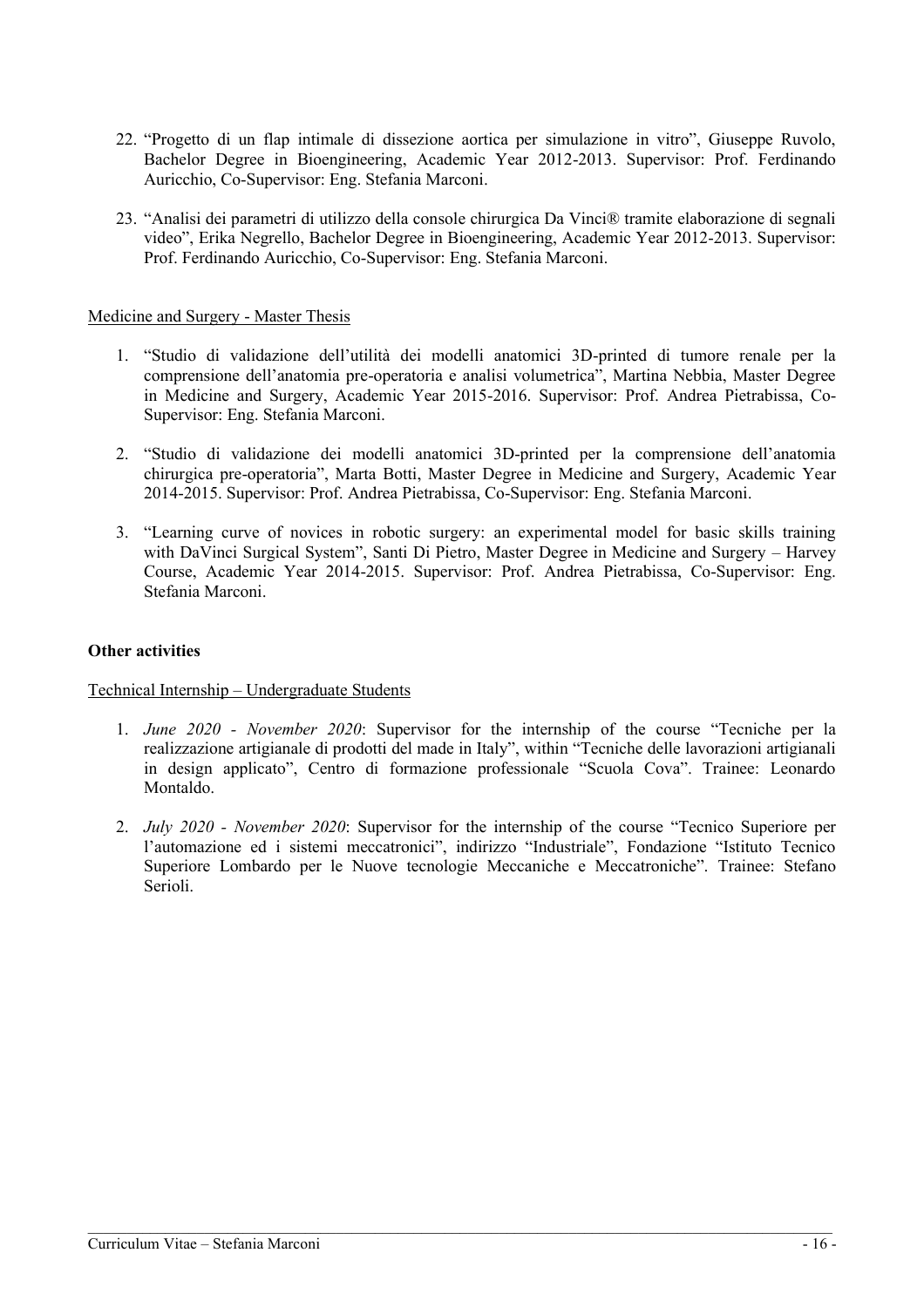22. "Progetto di un flap intimale di dissezione aortica per simulazione in vitro", Giuseppe Ruvolo, Bachelor Degree in Bioengineering, Academic Year 2012-2013. Supervisor: Prof. Ferdinando Auricchio, Co-Supervisor: Eng. Stefania Marconi.

23. "Analisi dei parametri di utilizzo della console chirurgica Da Vinci® tramite elaborazione di segnali video", Erika Negrello, Bachelor Degree in Bioengineering, Academic Year 2012-2013. Supervisor: Prof. Ferdinando Auricchio, Co-Supervisor: Eng. Stefania Marconi.

<u>Medicine and Surgery - Master Thesis</u>

1. "Studio di validazione dell'utilità dei modelli anatomici 3D-printed di tumore renale per la comprensione dell'anatomia pre-operatoria e analisi volumetrica", Martina Nebbia, Master Degree in Medicine and Surgery, Academic Year 2015-2016. Supervisor: Prof. Andrea Pietrabissa, Co-Supervisor: Eng. Stefania Marconi.

2. "Studio di validazione dei modelli anatomici 3D-printed per la comprensione dell'anatomia chirurgica pre-operatoria", Marta Botti, Master Degree in Medicine and Surgery, Academic Year 2014-2015. Supervisor: Prof. Andrea Pietrabissa, Co-Supervisor: Eng. Stefania Marconi.

3. "Learning curve of novices in robotic surgery: an experimental model for basic skills training with DaVinci Surgical System", Santi Di Pietro, Master Degree in Medicine and Surgery – Harvey Course, Academic Year 2014-2015. Supervisor: Prof. Andrea Pietrabissa, Co-Supervisor: Eng. Stefania Marconi.

**Other activities**

<u>Technical Internship – Undergraduate Students</u>

1. *June 2020 - November 2020*: Supervisor for the internship of the course "Tecniche per la realizzazione artigianale di prodotti del made in Italy", within "Tecniche delle lavorazioni artigianali in design applicato", Centro di formazione professionale "Scuola Cova". Trainee: Leonardo Montaldo.

2. *July 2020 - November 2020*: Supervisor for the internship of the course "Tecnico Superiore per l'automazione ed i sistemi meccatronici", indirizzo "Industriale", Fondazione "Istituto Tecnico Superiore Lombardo per le Nuove tecnologie Meccaniche e Meccatroniche". Trainee: Stefano Serioli.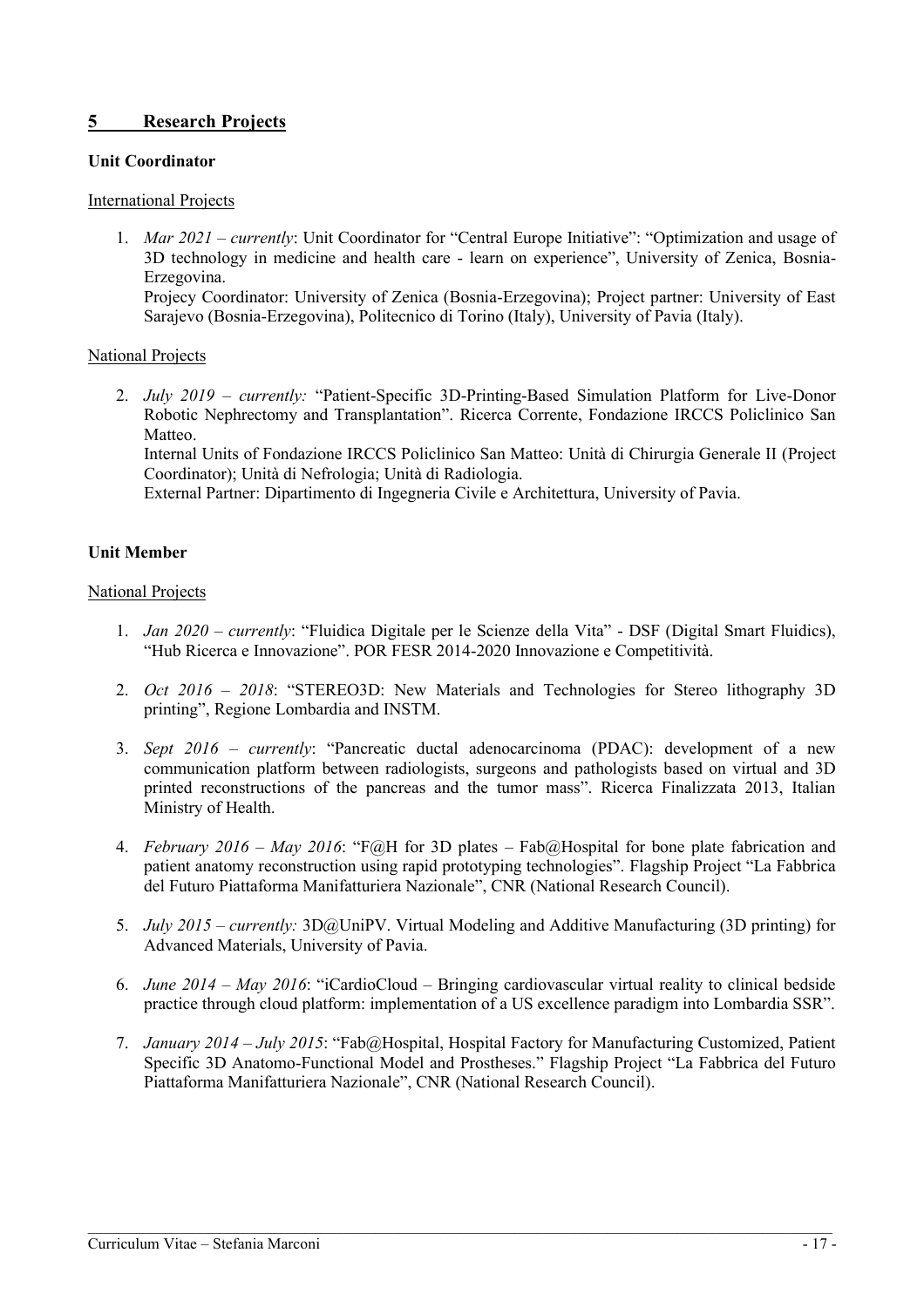## 5 Research Projects

**Unit Coordinator**

International Projects

1. *Mar 2021 – currently*: Unit Coordinator for "Central Europe Initiative": "Optimization and usage of 3D technology in medicine and health care - learn on experience", University of Zenica, Bosnia-Erzegovina.
   Projecy Coordinator: University of Zenica (Bosnia-Erzegovina); Project partner: University of East Sarajevo (Bosnia-Erzegovina), Politecnico di Torino (Italy), University of Pavia (Italy).

National Projects

2. *July 2019 – currently:* "Patient-Specific 3D-Printing-Based Simulation Platform for Live-Donor Robotic Nephrectomy and Transplantation". Ricerca Corrente, Fondazione IRCCS Policlinico San Matteo.
   Internal Units of Fondazione IRCCS Policlinico San Matteo: Unità di Chirurgia Generale II (Project Coordinator); Unità di Nefrologia; Unità di Radiologia.
   External Partner: Dipartimento di Ingegneria Civile e Architettura, University of Pavia.

**Unit Member**

National Projects

1. *Jan 2020 – currently*: "Fluidica Digitale per le Scienze della Vita" - DSF (Digital Smart Fluidics), "Hub Ricerca e Innovazione". POR FESR 2014-2020 Innovazione e Competitività.
2. *Oct 2016 – 2018*: "STEREO3D: New Materials and Technologies for Stereo lithography 3D printing", Regione Lombardia and INSTM.
3. *Sept 2016 – currently*: "Pancreatic ductal adenocarcinoma (PDAC): development of a new communication platform between radiologists, surgeons and pathologists based on virtual and 3D printed reconstructions of the pancreas and the tumor mass". Ricerca Finalizzata 2013, Italian Ministry of Health.
4. *February 2016 – May 2016*: "F@H for 3D plates – Fab@Hospital for bone plate fabrication and patient anatomy reconstruction using rapid prototyping technologies". Flagship Project "La Fabbrica del Futuro Piattaforma Manifatturiera Nazionale", CNR (National Research Council).
5. *July 2015 – currently:* 3D@UniPV. Virtual Modeling and Additive Manufacturing (3D printing) for Advanced Materials, University of Pavia.
6. *June 2014 – May 2016*: "iCardioCloud – Bringing cardiovascular virtual reality to clinical bedside practice through cloud platform: implementation of a US excellence paradigm into Lombardia SSR".
7. *January 2014 – July 2015*: "Fab@Hospital, Hospital Factory for Manufacturing Customized, Patient Specific 3D Anatomo-Functional Model and Prostheses." Flagship Project "La Fabbrica del Futuro Piattaforma Manifatturiera Nazionale", CNR (National Research Council).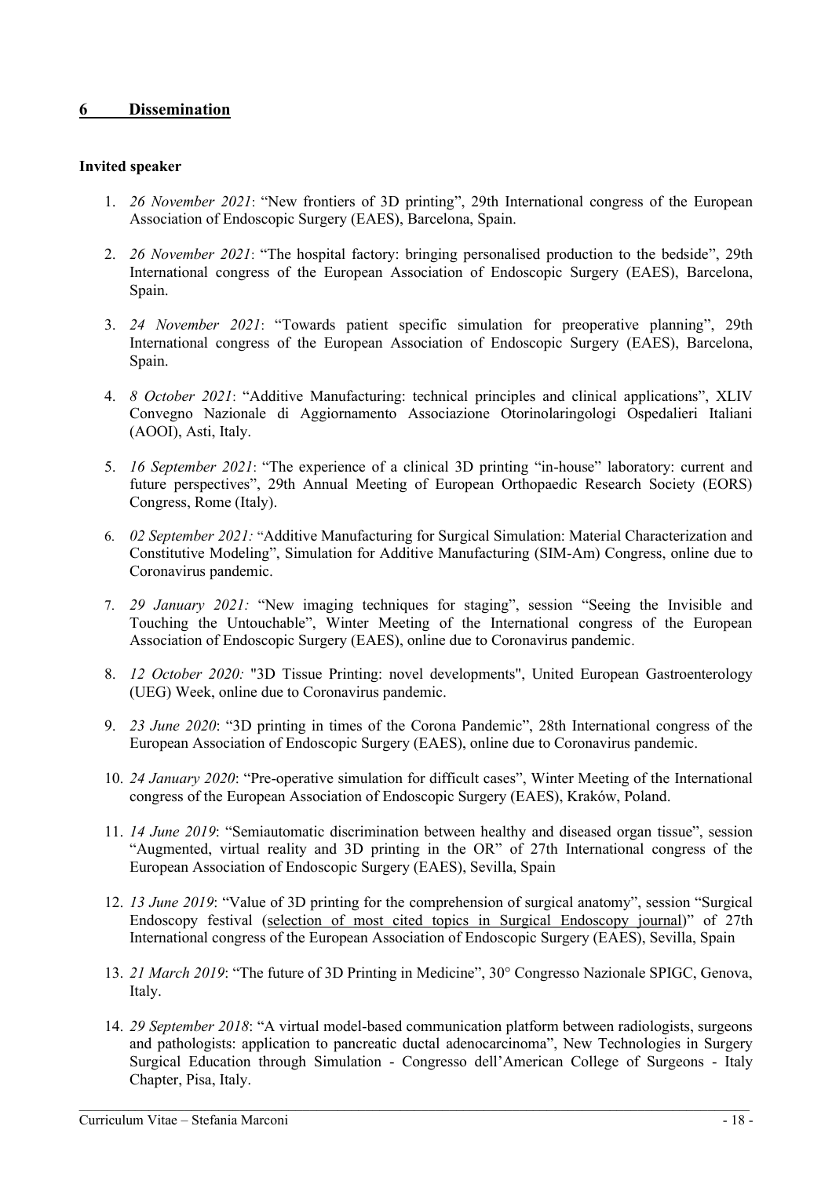## 6 Dissemination

**Invited speaker**

1. *26 November 2021*: “New frontiers of 3D printing”, 29th International congress of the European Association of Endoscopic Surgery (EAES), Barcelona, Spain.

2. *26 November 2021*: “The hospital factory: bringing personalised production to the bedside”, 29th International congress of the European Association of Endoscopic Surgery (EAES), Barcelona, Spain.

3. *24 November 2021*: “Towards patient specific simulation for preoperative planning”, 29th International congress of the European Association of Endoscopic Surgery (EAES), Barcelona, Spain.

4. *8 October 2021*: “Additive Manufacturing: technical principles and clinical applications”, XLIV Convegno Nazionale di Aggiornamento Associazione Otorinolaringologi Ospedalieri Italiani (AOOI), Asti, Italy.

5. *16 September 2021*: “The experience of a clinical 3D printing “in-house” laboratory: current and future perspectives”, 29th Annual Meeting of European Orthopaedic Research Society (EORS) Congress, Rome (Italy).

6. *02 September 2021:* “Additive Manufacturing for Surgical Simulation: Material Characterization and Constitutive Modeling”, Simulation for Additive Manufacturing (SIM-Am) Congress, online due to Coronavirus pandemic.

7. *29 January 2021:* “New imaging techniques for staging”, session “Seeing the Invisible and Touching the Untouchable”, Winter Meeting of the International congress of the European Association of Endoscopic Surgery (EAES), online due to Coronavirus pandemic.

8. *12 October 2020:* "3D Tissue Printing: novel developments", United European Gastroenterology (UEG) Week, online due to Coronavirus pandemic.

9. *23 June 2020*: “3D printing in times of the Corona Pandemic”, 28th International congress of the European Association of Endoscopic Surgery (EAES), online due to Coronavirus pandemic.

10. *24 January 2020*: “Pre-operative simulation for difficult cases”, Winter Meeting of the International congress of the European Association of Endoscopic Surgery (EAES), Kraków, Poland.

11. *14 June 2019*: “Semiautomatic discrimination between healthy and diseased organ tissue”, session “Augmented, virtual reality and 3D printing in the OR” of 27th International congress of the European Association of Endoscopic Surgery (EAES), Sevilla, Spain

12. *13 June 2019*: “Value of 3D printing for the comprehension of surgical anatomy”, session “Surgical Endoscopy festival (selection of most cited topics in Surgical Endoscopy journal)” of 27th International congress of the European Association of Endoscopic Surgery (EAES), Sevilla, Spain

13. *21 March 2019*: “The future of 3D Printing in Medicine”, 30° Congresso Nazionale SPIGC, Genova, Italy.

14. *29 September 2018*: “A virtual model-based communication platform between radiologists, surgeons and pathologists: application to pancreatic ductal adenocarcinoma”, New Technologies in Surgery Surgical Education through Simulation - Congresso dell’American College of Surgeons - Italy Chapter, Pisa, Italy.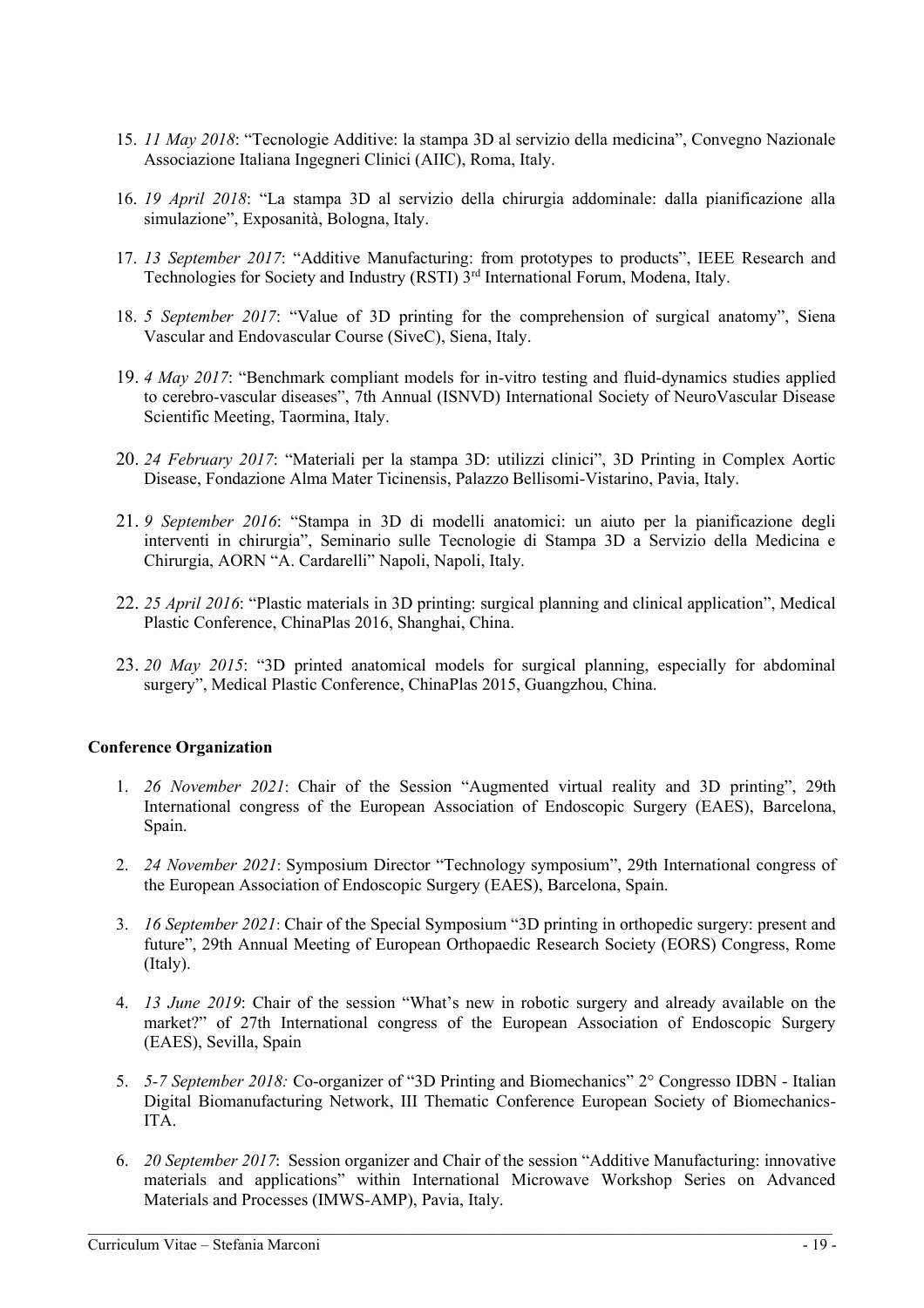15. *11 May 2018*: "Tecnologie Additive: la stampa 3D al servizio della medicina", Convegno Nazionale Associazione Italiana Ingegneri Clinici (AIIC), Roma, Italy.

16. *19 April 2018*: "La stampa 3D al servizio della chirurgia addominale: dalla pianificazione alla simulazione", Exposanità, Bologna, Italy.

17. *13 September 2017*: "Additive Manufacturing: from prototypes to products", IEEE Research and Technologies for Society and Industry (RSTI) 3rd International Forum, Modena, Italy.

18. *5 September 2017*: "Value of 3D printing for the comprehension of surgical anatomy", Siena Vascular and Endovascular Course (SiveC), Siena, Italy.

19. *4 May 2017*: "Benchmark compliant models for in-vitro testing and fluid-dynamics studies applied to cerebro-vascular diseases", 7th Annual (ISNVD) International Society of NeuroVascular Disease Scientific Meeting, Taormina, Italy.

20. *24 February 2017*: "Materiali per la stampa 3D: utilizzi clinici", 3D Printing in Complex Aortic Disease, Fondazione Alma Mater Ticinensis, Palazzo Bellisomi-Vistarino, Pavia, Italy.

21. *9 September 2016*: "Stampa in 3D di modelli anatomici: un aiuto per la pianificazione degli interventi in chirurgia", Seminario sulle Tecnologie di Stampa 3D a Servizio della Medicina e Chirurgia, AORN "A. Cardarelli" Napoli, Napoli, Italy.

22. *25 April 2016*: "Plastic materials in 3D printing: surgical planning and clinical application", Medical Plastic Conference, ChinaPlas 2016, Shanghai, China.

23. *20 May 2015*: "3D printed anatomical models for surgical planning, especially for abdominal surgery", Medical Plastic Conference, ChinaPlas 2015, Guangzhou, China.

**Conference Organization**

1. *26 November 2021*: Chair of the Session "Augmented virtual reality and 3D printing", 29th International congress of the European Association of Endoscopic Surgery (EAES), Barcelona, Spain.

2. *24 November 2021*: Symposium Director "Technology symposium", 29th International congress of the European Association of Endoscopic Surgery (EAES), Barcelona, Spain.

3. *16 September 2021*: Chair of the Special Symposium "3D printing in orthopedic surgery: present and future", 29th Annual Meeting of European Orthopaedic Research Society (EORS) Congress, Rome (Italy).

4. *13 June 2019*: Chair of the session "What's new in robotic surgery and already available on the market?" of 27th International congress of the European Association of Endoscopic Surgery (EAES), Sevilla, Spain

5. *5-7 September 2018:* Co-organizer of "3D Printing and Biomechanics" 2° Congresso IDBN - Italian Digital Biomanufacturing Network, III Thematic Conference European Society of Biomechanics-ITA.

6. *20 September 2017*: Session organizer and Chair of the session "Additive Manufacturing: innovative materials and applications" within International Microwave Workshop Series on Advanced Materials and Processes (IMWS-AMP), Pavia, Italy.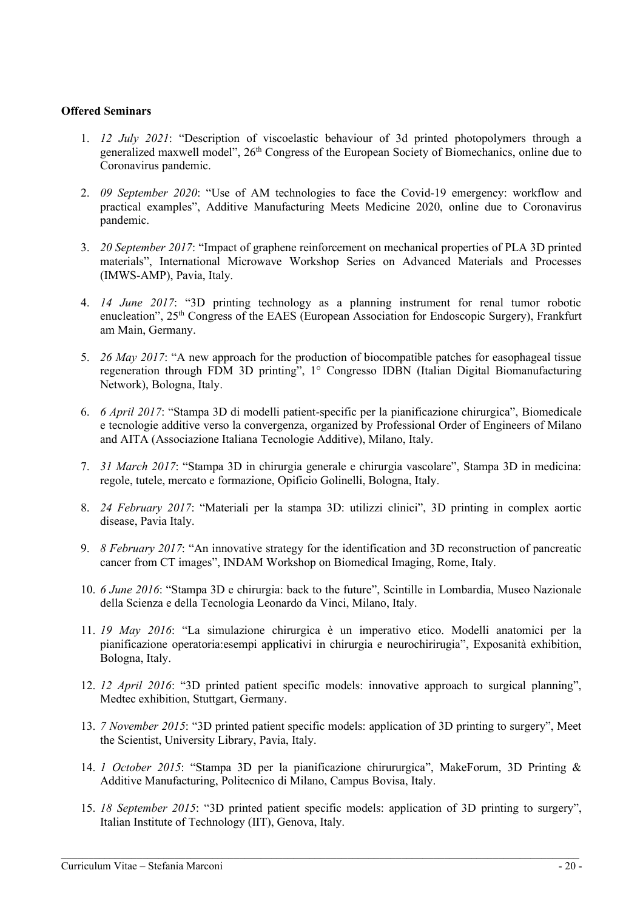**Offered Seminars**

1. *12 July 2021*: "Description of viscoelastic behaviour of 3d printed photopolymers through a generalized maxwell model", 26th Congress of the European Society of Biomechanics, online due to Coronavirus pandemic.

2. *09 September 2020*: "Use of AM technologies to face the Covid-19 emergency: workflow and practical examples", Additive Manufacturing Meets Medicine 2020, online due to Coronavirus pandemic.

3. *20 September 2017*: "Impact of graphene reinforcement on mechanical properties of PLA 3D printed materials", International Microwave Workshop Series on Advanced Materials and Processes (IMWS-AMP), Pavia, Italy.

4. *14 June 2017*: "3D printing technology as a planning instrument for renal tumor robotic enucleation", 25th Congress of the EAES (European Association for Endoscopic Surgery), Frankfurt am Main, Germany.

5. *26 May 2017*: "A new approach for the production of biocompatible patches for easophageal tissue regeneration through FDM 3D printing", 1° Congresso IDBN (Italian Digital Biomanufacturing Network), Bologna, Italy.

6. *6 April 2017*: "Stampa 3D di modelli patient-specific per la pianificazione chirurgica", Biomedicale e tecnologie additive verso la convergenza, organized by Professional Order of Engineers of Milano and AITA (Associazione Italiana Tecnologie Additive), Milano, Italy.

7. *31 March 2017*: "Stampa 3D in chirurgia generale e chirurgia vascolare", Stampa 3D in medicina: regole, tutele, mercato e formazione, Opificio Golinelli, Bologna, Italy.

8. *24 February 2017*: "Materiali per la stampa 3D: utilizzi clinici", 3D printing in complex aortic disease, Pavia Italy.

9. *8 February 2017*: "An innovative strategy for the identification and 3D reconstruction of pancreatic cancer from CT images", INDAM Workshop on Biomedical Imaging, Rome, Italy.

10. *6 June 2016*: "Stampa 3D e chirurgia: back to the future", Scintille in Lombardia, Museo Nazionale della Scienza e della Tecnologia Leonardo da Vinci, Milano, Italy.

11. *19 May 2016*: "La simulazione chirurgica è un imperativo etico. Modelli anatomici per la pianificazione operatoria:esempi applicativi in chirurgia e neurochirirugia", Exposanità exhibition, Bologna, Italy.

12. *12 April 2016*: "3D printed patient specific models: innovative approach to surgical planning", Medtec exhibition, Stuttgart, Germany.

13. *7 November 2015*: "3D printed patient specific models: application of 3D printing to surgery", Meet the Scientist, University Library, Pavia, Italy.

14. *1 October 2015*: "Stampa 3D per la pianificazione chirururgica", MakeForum, 3D Printing & Additive Manufacturing, Politecnico di Milano, Campus Bovisa, Italy.

15. *18 September 2015*: "3D printed patient specific models: application of 3D printing to surgery", Italian Institute of Technology (IIT), Genova, Italy.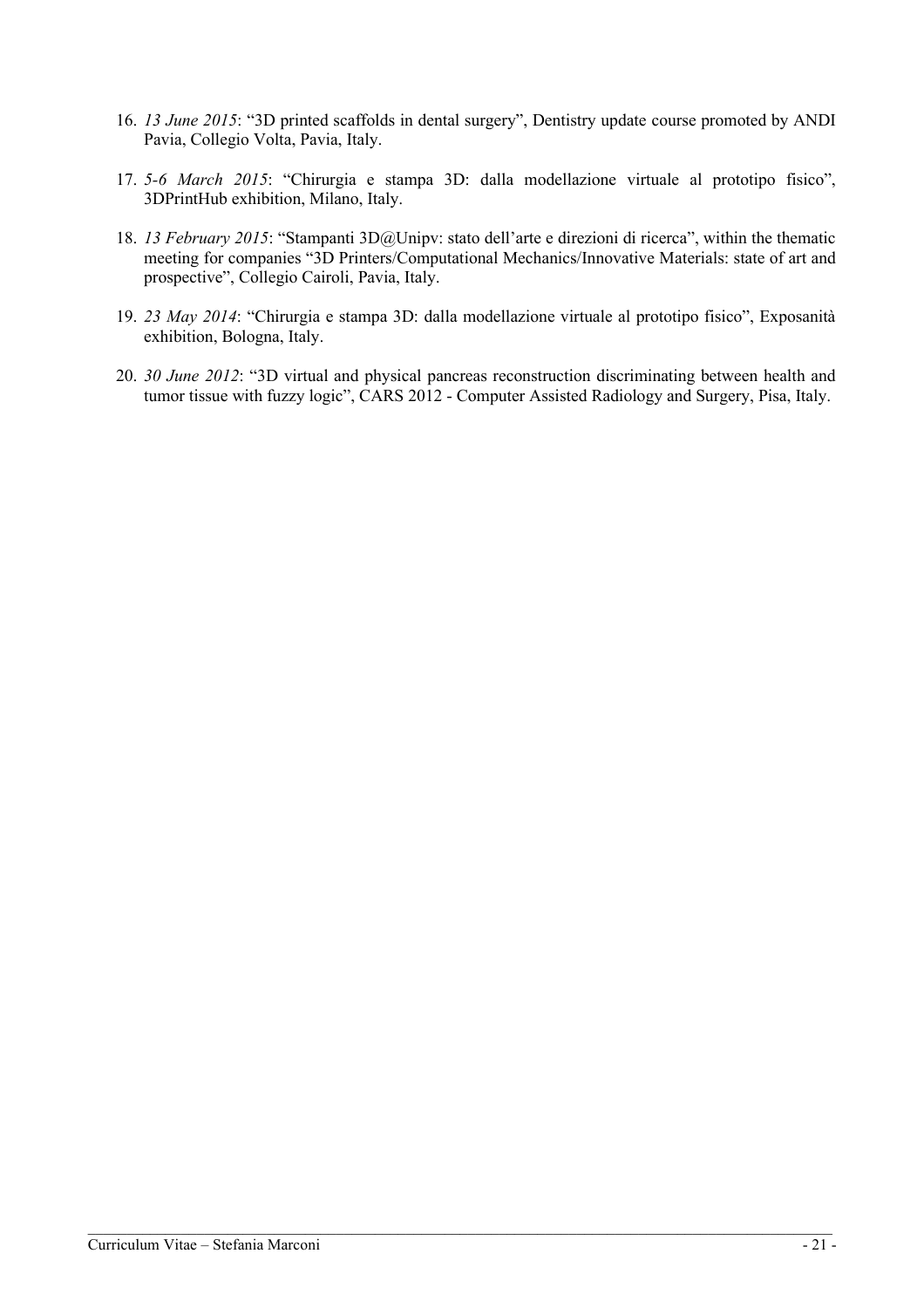16. *13 June 2015*: "3D printed scaffolds in dental surgery", Dentistry update course promoted by ANDI Pavia, Collegio Volta, Pavia, Italy.

17. *5-6 March 2015*: "Chirurgia e stampa 3D: dalla modellazione virtuale al prototipo fisico", 3DPrintHub exhibition, Milano, Italy.

18. *13 February 2015*: "Stampanti 3D@Unipv: stato dell'arte e direzioni di ricerca", within the thematic meeting for companies "3D Printers/Computational Mechanics/Innovative Materials: state of art and prospective", Collegio Cairoli, Pavia, Italy.

19. *23 May 2014*: "Chirurgia e stampa 3D: dalla modellazione virtuale al prototipo fisico", Exposanità exhibition, Bologna, Italy.

20. *30 June 2012*: "3D virtual and physical pancreas reconstruction discriminating between health and tumor tissue with fuzzy logic", CARS 2012 - Computer Assisted Radiology and Surgery, Pisa, Italy.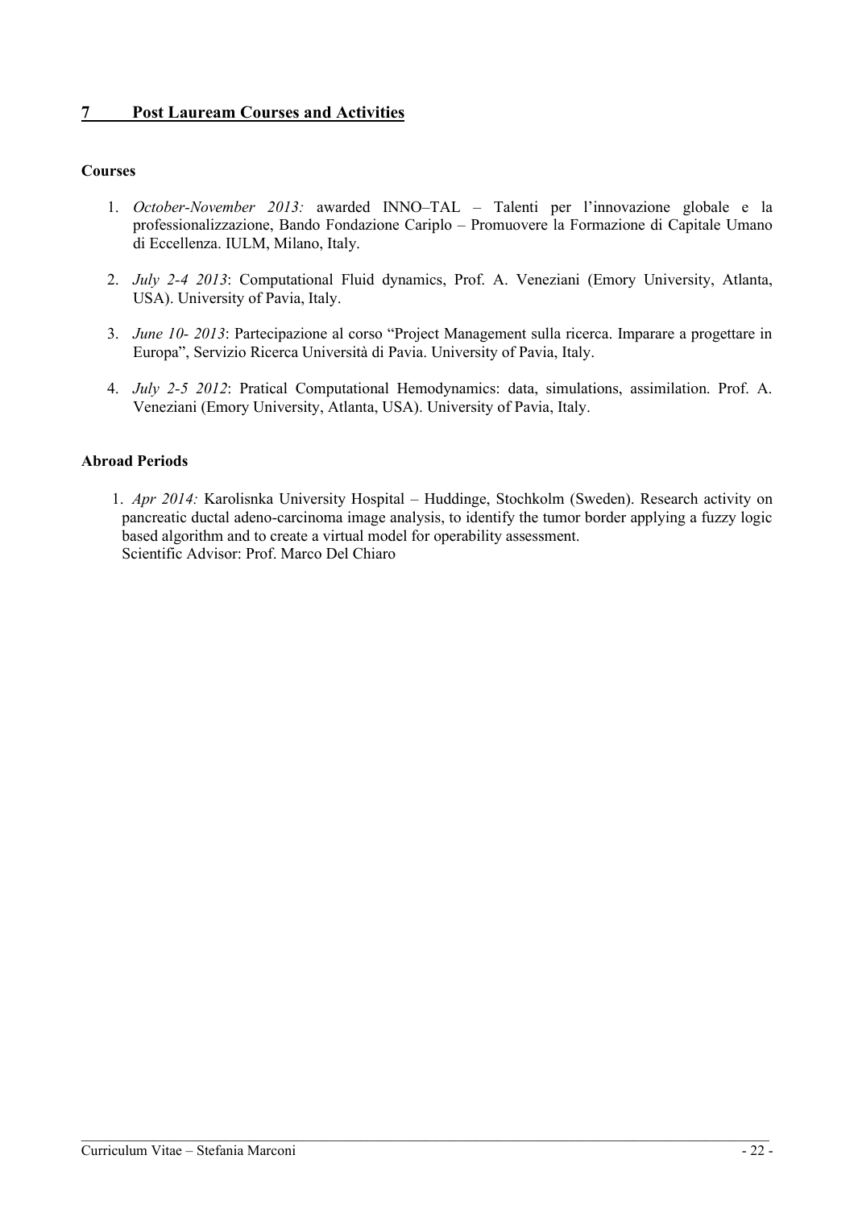## 7 Post Lauream Courses and Activities

### Courses

1. *October-November 2013:* awarded INNO–TAL – Talenti per l'innovazione globale e la professionalizzazione, Bando Fondazione Cariplo – Promuovere la Formazione di Capitale Umano di Eccellenza. IULM, Milano, Italy.

2. *July 2-4 2013*: Computational Fluid dynamics, Prof. A. Veneziani (Emory University, Atlanta, USA). University of Pavia, Italy.

3. *June 10- 2013*: Partecipazione al corso "Project Management sulla ricerca. Imparare a progettare in Europa", Servizio Ricerca Università di Pavia. University of Pavia, Italy.

4. *July 2-5 2012*: Pratical Computational Hemodynamics: data, simulations, assimilation. Prof. A. Veneziani (Emory University, Atlanta, USA). University of Pavia, Italy.

### Abroad Periods

1. *Apr 2014:* Karolisnka University Hospital – Huddinge, Stochkolm (Sweden). Research activity on pancreatic ductal adeno-carcinoma image analysis, to identify the tumor border applying a fuzzy logic based algorithm and to create a virtual model for operability assessment.
   Scientific Advisor: Prof. Marco Del Chiaro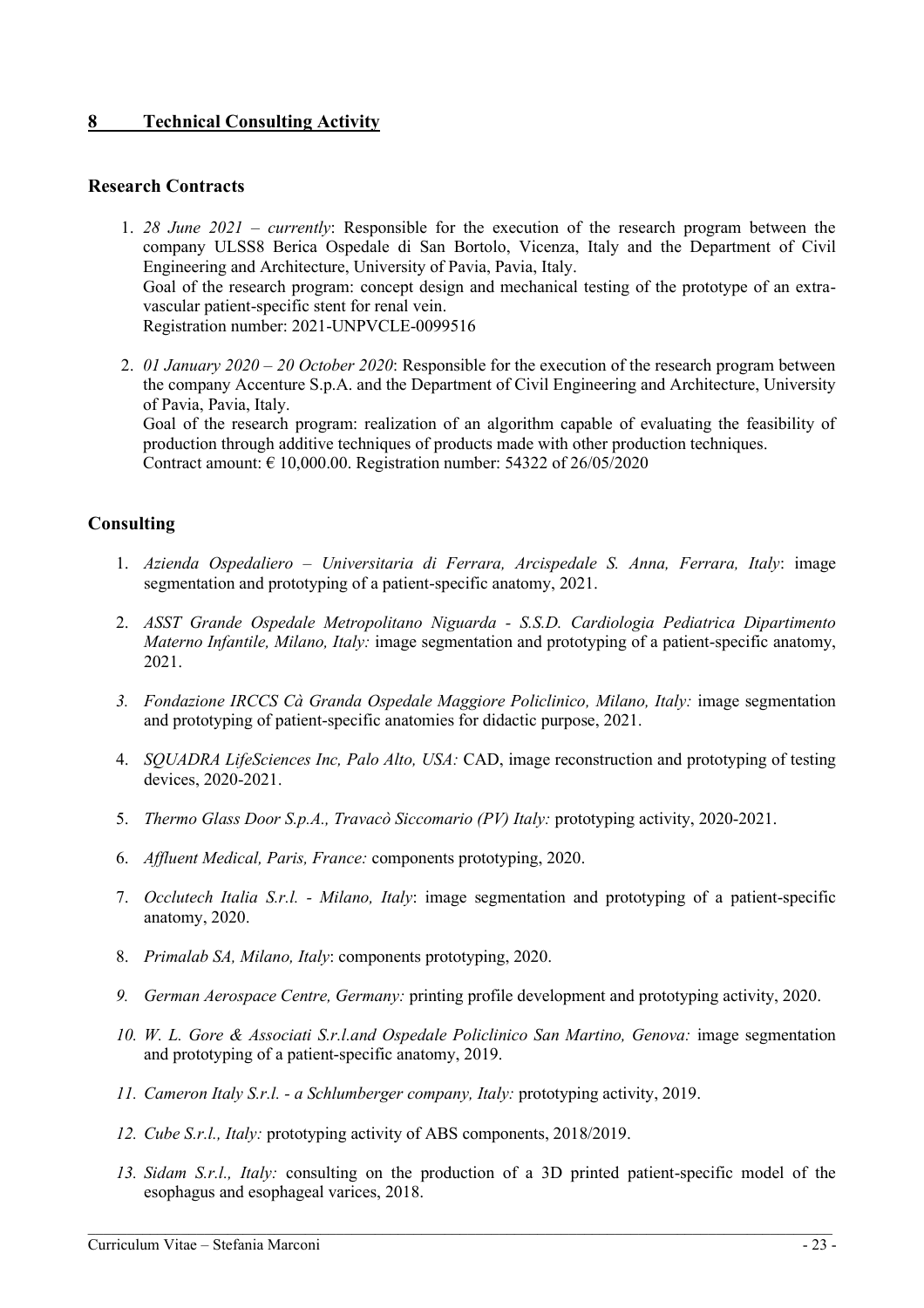## 8 Technical Consulting Activity

### Research Contracts

1. *28 June 2021 – currently*: Responsible for the execution of the research program between the company ULSS8 Berica Ospedale di San Bortolo, Vicenza, Italy and the Department of Civil Engineering and Architecture, University of Pavia, Pavia, Italy.
   Goal of the research program: concept design and mechanical testing of the prototype of an extra-vascular patient-specific stent for renal vein.
   Registration number: 2021-UNPVCLE-0099516

2. *01 January 2020 – 20 October 2020*: Responsible for the execution of the research program between the company Accenture S.p.A. and the Department of Civil Engineering and Architecture, University of Pavia, Pavia, Italy.
   Goal of the research program: realization of an algorithm capable of evaluating the feasibility of production through additive techniques of products made with other production techniques.
   Contract amount: € 10,000.00. Registration number: 54322 of 26/05/2020

### Consulting

1. *Azienda Ospedaliero – Universitaria di Ferrara, Arcispedale S. Anna, Ferrara, Italy*: image segmentation and prototyping of a patient-specific anatomy, 2021.
2. *ASST Grande Ospedale Metropolitano Niguarda - S.S.D. Cardiologia Pediatrica Dipartimento Materno Infantile, Milano, Italy:* image segmentation and prototyping of a patient-specific anatomy, 2021.
3. *Fondazione IRCCS Cà Granda Ospedale Maggiore Policlinico, Milano, Italy:* image segmentation and prototyping of patient-specific anatomies for didactic purpose, 2021.
4. *SQUADRA LifeSciences Inc, Palo Alto, USA:* CAD, image reconstruction and prototyping of testing devices, 2020-2021.
5. *Thermo Glass Door S.p.A., Travacò Siccomario (PV) Italy:* prototyping activity, 2020-2021.
6. *Affluent Medical, Paris, France:* components prototyping, 2020.
7. *Occlutech Italia S.r.l. - Milano, Italy*: image segmentation and prototyping of a patient-specific anatomy, 2020.
8. *Primalab SA, Milano, Italy*: components prototyping, 2020.
9. *German Aerospace Centre, Germany:* printing profile development and prototyping activity, 2020.
10. *W. L. Gore & Associati S.r.l.and Ospedale Policlinico San Martino, Genova:* image segmentation and prototyping of a patient-specific anatomy, 2019.
11. *Cameron Italy S.r.l. - a Schlumberger company, Italy:* prototyping activity, 2019.
12. *Cube S.r.l., Italy:* prototyping activity of ABS components, 2018/2019.
13. *Sidam S.r.l., Italy:* consulting on the production of a 3D printed patient-specific model of the esophagus and esophageal varices, 2018.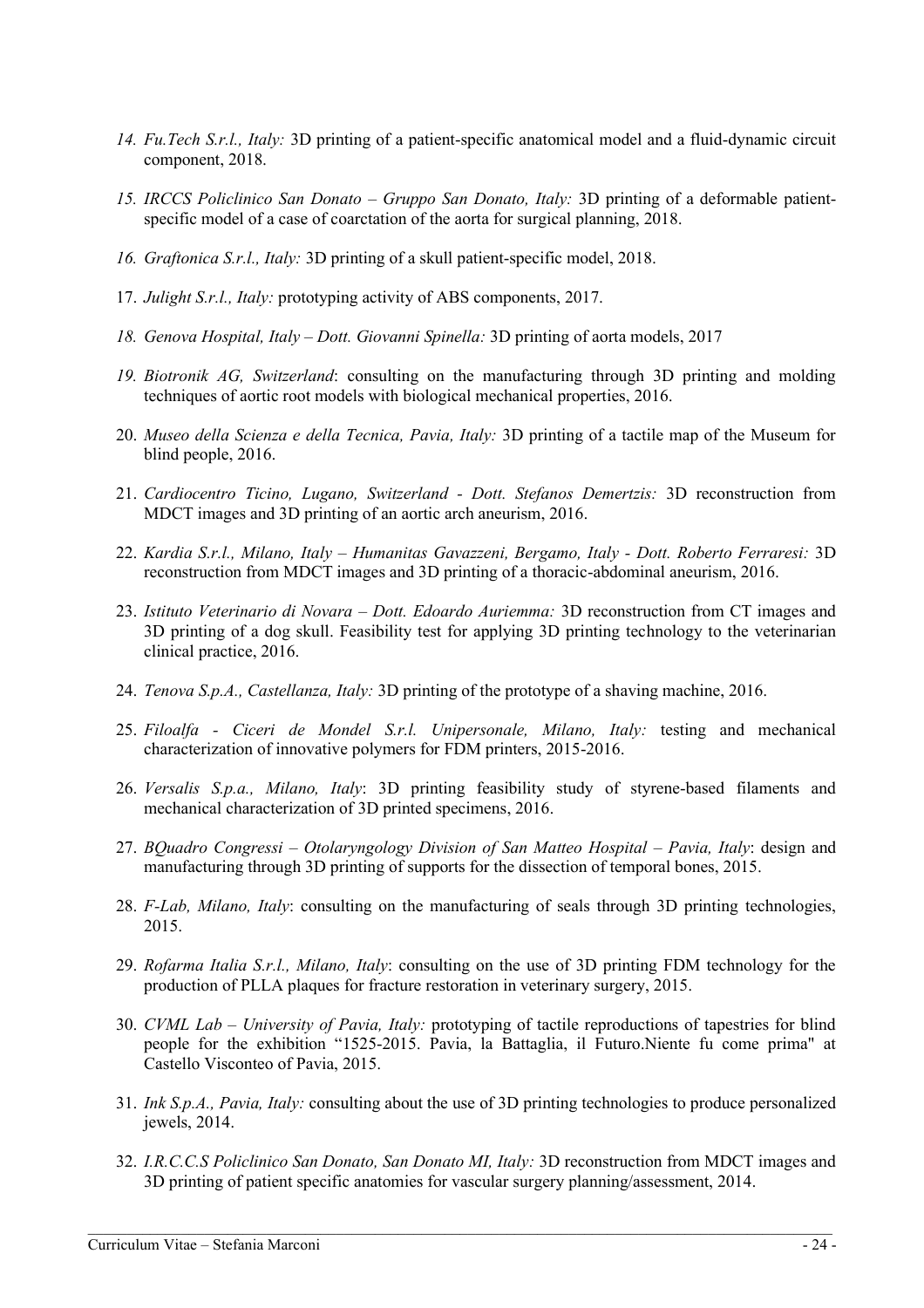14. *Fu.Tech S.r.l., Italy:* 3D printing of a patient-specific anatomical model and a fluid-dynamic circuit component, 2018.

15. *IRCCS Policlinico San Donato – Gruppo San Donato, Italy:* 3D printing of a deformable patient-specific model of a case of coarctation of the aorta for surgical planning, 2018.

16. *Graftonica S.r.l., Italy:* 3D printing of a skull patient-specific model, 2018.

17. *Julight S.r.l., Italy:* prototyping activity of ABS components, 2017.

18. *Genova Hospital, Italy – Dott. Giovanni Spinella:* 3D printing of aorta models, 2017

19. *Biotronik AG, Switzerland*: consulting on the manufacturing through 3D printing and molding techniques of aortic root models with biological mechanical properties, 2016.

20. *Museo della Scienza e della Tecnica, Pavia, Italy:* 3D printing of a tactile map of the Museum for blind people, 2016.

21. *Cardiocentro Ticino, Lugano, Switzerland - Dott. Stefanos Demertzis:* 3D reconstruction from MDCT images and 3D printing of an aortic arch aneurism, 2016.

22. *Kardia S.r.l., Milano, Italy – Humanitas Gavazzeni, Bergamo, Italy - Dott. Roberto Ferraresi:* 3D reconstruction from MDCT images and 3D printing of a thoracic-abdominal aneurism, 2016.

23. *Istituto Veterinario di Novara – Dott. Edoardo Auriemma:* 3D reconstruction from CT images and 3D printing of a dog skull. Feasibility test for applying 3D printing technology to the veterinarian clinical practice, 2016.

24. *Tenova S.p.A., Castellanza, Italy:* 3D printing of the prototype of a shaving machine, 2016.

25. *Filoalfa - Ciceri de Mondel S.r.l. Unipersonale, Milano, Italy:* testing and mechanical characterization of innovative polymers for FDM printers, 2015-2016.

26. *Versalis S.p.a., Milano, Italy*: 3D printing feasibility study of styrene-based filaments and mechanical characterization of 3D printed specimens, 2016.

27. *BQuadro Congressi – Otolaryngology Division of San Matteo Hospital – Pavia, Italy*: design and manufacturing through 3D printing of supports for the dissection of temporal bones, 2015.

28. *F-Lab, Milano, Italy*: consulting on the manufacturing of seals through 3D printing technologies, 2015.

29. *Rofarma Italia S.r.l., Milano, Italy*: consulting on the use of 3D printing FDM technology for the production of PLLA plaques for fracture restoration in veterinary surgery, 2015.

30. *CVML Lab – University of Pavia, Italy:* prototyping of tactile reproductions of tapestries for blind people for the exhibition "1525-2015. Pavia, la Battaglia, il Futuro.Niente fu come prima" at Castello Visconteo of Pavia, 2015.

31. *Ink S.p.A., Pavia, Italy:* consulting about the use of 3D printing technologies to produce personalized jewels, 2014.

32. *I.R.C.C.S Policlinico San Donato, San Donato MI, Italy:* 3D reconstruction from MDCT images and 3D printing of patient specific anatomies for vascular surgery planning/assessment, 2014.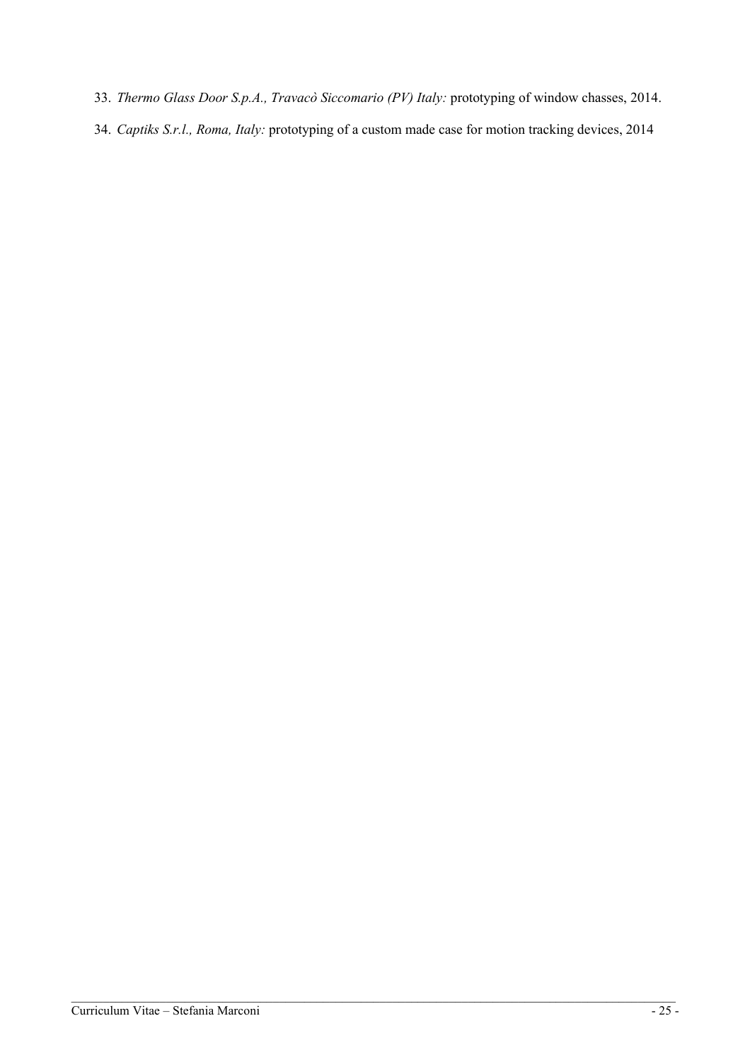33. *Thermo Glass Door S.p.A., Travacò Siccomario (PV) Italy:* prototyping of window chasses, 2014.
34. *Captiks S.r.l., Roma, Italy:* prototyping of a custom made case for motion tracking devices, 2014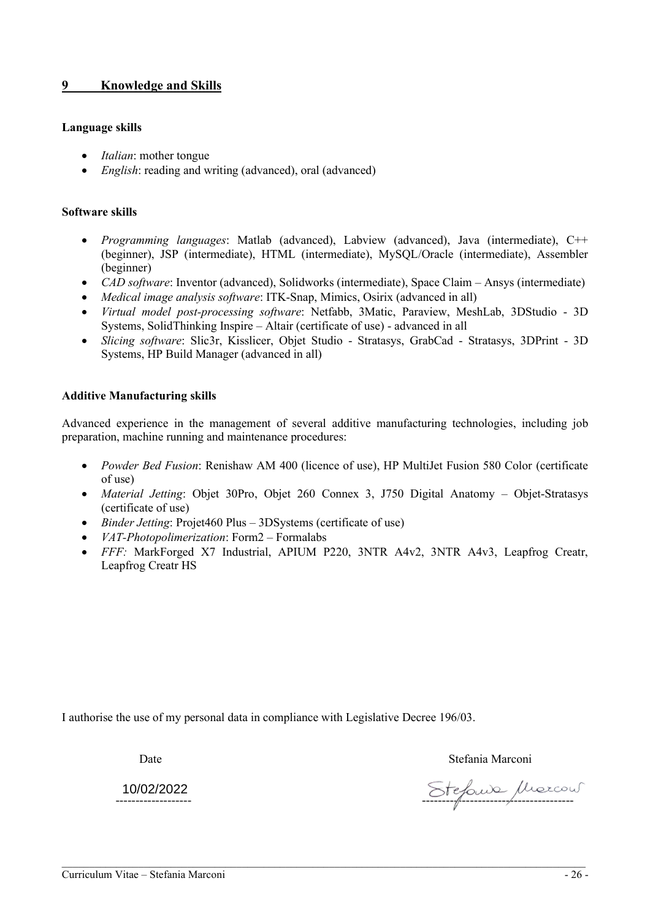## 9 Knowledge and Skills

**Language skills**

- *Italian*: mother tongue
- *English*: reading and writing (advanced), oral (advanced)

**Software skills**

- *Programming languages*: Matlab (advanced), Labview (advanced), Java (intermediate), C++ (beginner), JSP (intermediate), HTML (intermediate), MySQL/Oracle (intermediate), Assembler (beginner)
- *CAD software*: Inventor (advanced), Solidworks (intermediate), Space Claim – Ansys (intermediate)
- *Medical image analysis software*: ITK-Snap, Mimics, Osirix (advanced in all)
- *Virtual model post-processing software*: Netfabb, 3Matic, Paraview, MeshLab, 3DStudio - 3D Systems, SolidThinking Inspire – Altair (certificate of use) - advanced in all
- *Slicing software*: Slic3r, Kisslicer, Objet Studio - Stratasys, GrabCad - Stratasys, 3DPrint - 3D Systems, HP Build Manager (advanced in all)

**Additive Manufacturing skills**

Advanced experience in the management of several additive manufacturing technologies, including job preparation, machine running and maintenance procedures:

- *Powder Bed Fusion*: Renishaw AM 400 (licence of use), HP MultiJet Fusion 580 Color (certificate of use)
- *Material Jetting*: Objet 30Pro, Objet 260 Connex 3, J750 Digital Anatomy – Objet-Stratasys (certificate of use)
- *Binder Jetting*: Projet460 Plus – 3DSystems (certificate of use)
- *VAT-Photopolimerization*: Form2 – Formalabs
- *FFF:* MarkForged X7 Industrial, APIUM P220, 3NTR A4v2, 3NTR A4v3, Leapfrog Creatr, Leapfrog Creatr HS

I authorise the use of my personal data in compliance with Legislative Decree 196/03.

Date: 10/02/2022

Stefania Marconi

Stefania Marconi